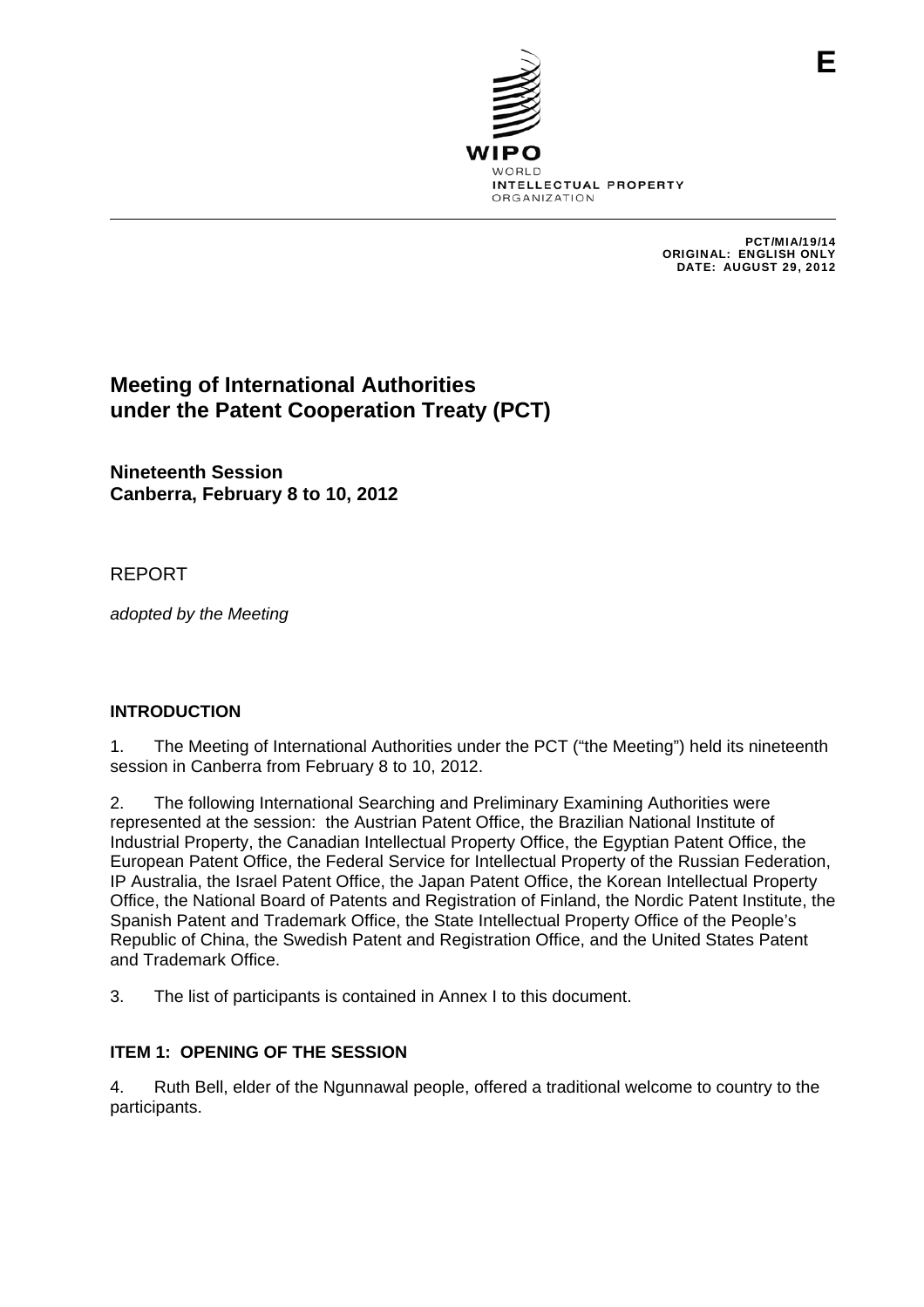E

WIPO
WORLD
INTELLECTUAL PROPERTY
ORGANIZATION

PCT/MIA/19/14
ORIGINAL: ENGLISH ONLY
DATE: AUGUST 29, 2012

# Meeting of International Authorities under the Patent Cooperation Treaty (PCT)

## Nineteenth Session
## Canberra, February 8 to 10, 2012

REPORT

*adopted by the Meeting*

### INTRODUCTION

1. The Meeting of International Authorities under the PCT ("the Meeting") held its nineteenth session in Canberra from February 8 to 10, 2012.

2. The following International Searching and Preliminary Examining Authorities were represented at the session: the Austrian Patent Office, the Brazilian National Institute of Industrial Property, the Canadian Intellectual Property Office, the Egyptian Patent Office, the European Patent Office, the Federal Service for Intellectual Property of the Russian Federation, IP Australia, the Israel Patent Office, the Japan Patent Office, the Korean Intellectual Property Office, the National Board of Patents and Registration of Finland, the Nordic Patent Institute, the Spanish Patent and Trademark Office, the State Intellectual Property Office of the People's Republic of China, the Swedish Patent and Registration Office, and the United States Patent and Trademark Office.

3. The list of participants is contained in Annex I to this document.

### ITEM 1: OPENING OF THE SESSION

4. Ruth Bell, elder of the Ngunnawal people, offered a traditional welcome to country to the participants.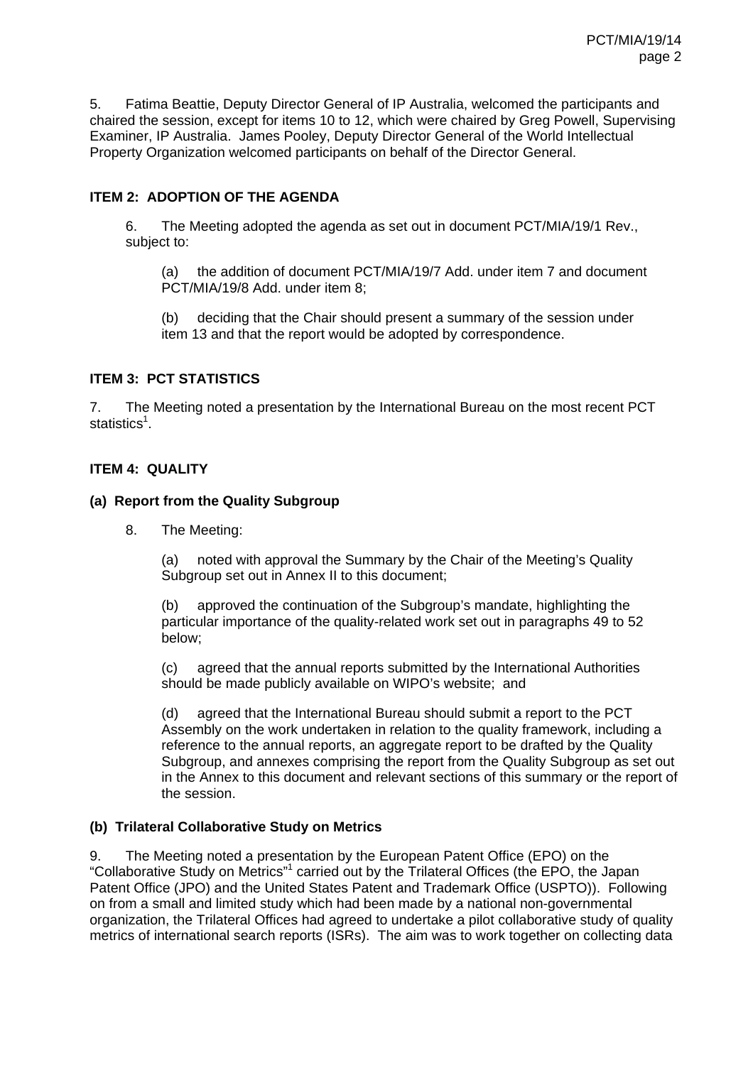5. Fatima Beattie, Deputy Director General of IP Australia, welcomed the participants and chaired the session, except for items 10 to 12, which were chaired by Greg Powell, Supervising Examiner, IP Australia. James Pooley, Deputy Director General of the World Intellectual Property Organization welcomed participants on behalf of the Director General.

## ITEM 2: ADOPTION OF THE AGENDA

6. The Meeting adopted the agenda as set out in document PCT/MIA/19/1 Rev., subject to:

(a) the addition of document PCT/MIA/19/7 Add. under item 7 and document PCT/MIA/19/8 Add. under item 8;

(b) deciding that the Chair should present a summary of the session under item 13 and that the report would be adopted by correspondence.

## ITEM 3: PCT STATISTICS

7. The Meeting noted a presentation by the International Bureau on the most recent PCT statistics[1].

## ITEM 4: QUALITY

### (a) Report from the Quality Subgroup

8. The Meeting:

(a) noted with approval the Summary by the Chair of the Meeting's Quality Subgroup set out in Annex II to this document;

(b) approved the continuation of the Subgroup's mandate, highlighting the particular importance of the quality-related work set out in paragraphs 49 to 52 below;

(c) agreed that the annual reports submitted by the International Authorities should be made publicly available on WIPO's website; and

(d) agreed that the International Bureau should submit a report to the PCT Assembly on the work undertaken in relation to the quality framework, including a reference to the annual reports, an aggregate report to be drafted by the Quality Subgroup, and annexes comprising the report from the Quality Subgroup as set out in the Annex to this document and relevant sections of this summary or the report of the session.

### (b) Trilateral Collaborative Study on Metrics

9. The Meeting noted a presentation by the European Patent Office (EPO) on the "Collaborative Study on Metrics"[1] carried out by the Trilateral Offices (the EPO, the Japan Patent Office (JPO) and the United States Patent and Trademark Office (USPTO)). Following on from a small and limited study which had been made by a national non-governmental organization, the Trilateral Offices had agreed to undertake a pilot collaborative study of quality metrics of international search reports (ISRs). The aim was to work together on collecting data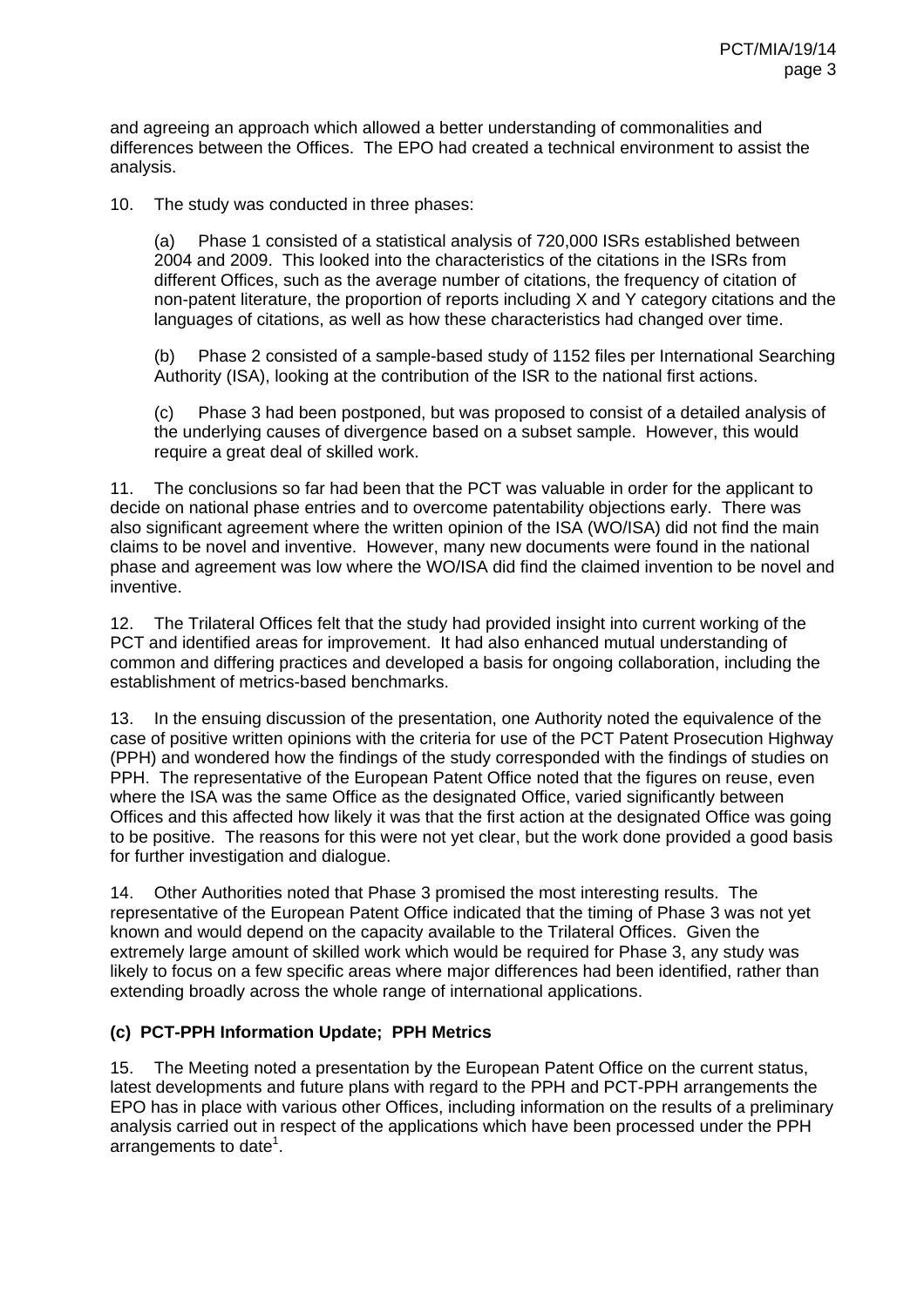and agreeing an approach which allowed a better understanding of commonalities and differences between the Offices. The EPO had created a technical environment to assist the analysis.

10. The study was conducted in three phases:

(a) Phase 1 consisted of a statistical analysis of 720,000 ISRs established between 2004 and 2009. This looked into the characteristics of the citations in the ISRs from different Offices, such as the average number of citations, the frequency of citation of non-patent literature, the proportion of reports including X and Y category citations and the languages of citations, as well as how these characteristics had changed over time.

(b) Phase 2 consisted of a sample-based study of 1152 files per International Searching Authority (ISA), looking at the contribution of the ISR to the national first actions.

(c) Phase 3 had been postponed, but was proposed to consist of a detailed analysis of the underlying causes of divergence based on a subset sample. However, this would require a great deal of skilled work.

11. The conclusions so far had been that the PCT was valuable in order for the applicant to decide on national phase entries and to overcome patentability objections early. There was also significant agreement where the written opinion of the ISA (WO/ISA) did not find the main claims to be novel and inventive. However, many new documents were found in the national phase and agreement was low where the WO/ISA did find the claimed invention to be novel and inventive.

12. The Trilateral Offices felt that the study had provided insight into current working of the PCT and identified areas for improvement. It had also enhanced mutual understanding of common and differing practices and developed a basis for ongoing collaboration, including the establishment of metrics-based benchmarks.

13. In the ensuing discussion of the presentation, one Authority noted the equivalence of the case of positive written opinions with the criteria for use of the PCT Patent Prosecution Highway (PPH) and wondered how the findings of the study corresponded with the findings of studies on PPH. The representative of the European Patent Office noted that the figures on reuse, even where the ISA was the same Office as the designated Office, varied significantly between Offices and this affected how likely it was that the first action at the designated Office was going to be positive. The reasons for this were not yet clear, but the work done provided a good basis for further investigation and dialogue.

14. Other Authorities noted that Phase 3 promised the most interesting results. The representative of the European Patent Office indicated that the timing of Phase 3 was not yet known and would depend on the capacity available to the Trilateral Offices. Given the extremely large amount of skilled work which would be required for Phase 3, any study was likely to focus on a few specific areas where major differences had been identified, rather than extending broadly across the whole range of international applications.

### (c) PCT-PPH Information Update; PPH Metrics

15. The Meeting noted a presentation by the European Patent Office on the current status, latest developments and future plans with regard to the PPH and PCT-PPH arrangements the EPO has in place with various other Offices, including information on the results of a preliminary analysis carried out in respect of the applications which have been processed under the PPH arrangements to date[1].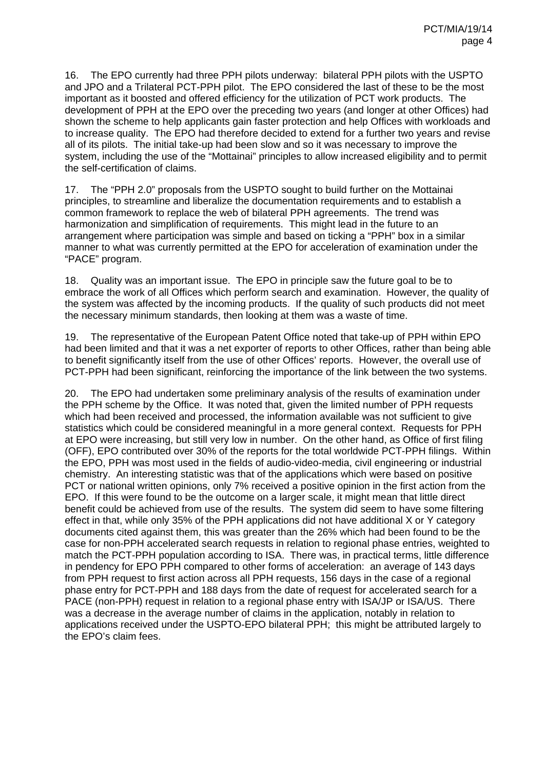16. The EPO currently had three PPH pilots underway: bilateral PPH pilots with the USPTO and JPO and a Trilateral PCT-PPH pilot. The EPO considered the last of these to be the most important as it boosted and offered efficiency for the utilization of PCT work products. The development of PPH at the EPO over the preceding two years (and longer at other Offices) had shown the scheme to help applicants gain faster protection and help Offices with workloads and to increase quality. The EPO had therefore decided to extend for a further two years and revise all of its pilots. The initial take-up had been slow and so it was necessary to improve the system, including the use of the "Mottainai" principles to allow increased eligibility and to permit the self-certification of claims.

17. The "PPH 2.0" proposals from the USPTO sought to build further on the Mottainai principles, to streamline and liberalize the documentation requirements and to establish a common framework to replace the web of bilateral PPH agreements. The trend was harmonization and simplification of requirements. This might lead in the future to an arrangement where participation was simple and based on ticking a "PPH" box in a similar manner to what was currently permitted at the EPO for acceleration of examination under the "PACE" program.

18. Quality was an important issue. The EPO in principle saw the future goal to be to embrace the work of all Offices which perform search and examination. However, the quality of the system was affected by the incoming products. If the quality of such products did not meet the necessary minimum standards, then looking at them was a waste of time.

19. The representative of the European Patent Office noted that take-up of PPH within EPO had been limited and that it was a net exporter of reports to other Offices, rather than being able to benefit significantly itself from the use of other Offices' reports. However, the overall use of PCT-PPH had been significant, reinforcing the importance of the link between the two systems.

20. The EPO had undertaken some preliminary analysis of the results of examination under the PPH scheme by the Office. It was noted that, given the limited number of PPH requests which had been received and processed, the information available was not sufficient to give statistics which could be considered meaningful in a more general context. Requests for PPH at EPO were increasing, but still very low in number. On the other hand, as Office of first filing (OFF), EPO contributed over 30% of the reports for the total worldwide PCT-PPH filings. Within the EPO, PPH was most used in the fields of audio-video-media, civil engineering or industrial chemistry. An interesting statistic was that of the applications which were based on positive PCT or national written opinions, only 7% received a positive opinion in the first action from the EPO. If this were found to be the outcome on a larger scale, it might mean that little direct benefit could be achieved from use of the results. The system did seem to have some filtering effect in that, while only 35% of the PPH applications did not have additional X or Y category documents cited against them, this was greater than the 26% which had been found to be the case for non-PPH accelerated search requests in relation to regional phase entries, weighted to match the PCT-PPH population according to ISA. There was, in practical terms, little difference in pendency for EPO PPH compared to other forms of acceleration: an average of 143 days from PPH request to first action across all PPH requests, 156 days in the case of a regional phase entry for PCT-PPH and 188 days from the date of request for accelerated search for a PACE (non-PPH) request in relation to a regional phase entry with ISA/JP or ISA/US. There was a decrease in the average number of claims in the application, notably in relation to applications received under the USPTO-EPO bilateral PPH; this might be attributed largely to the EPO's claim fees.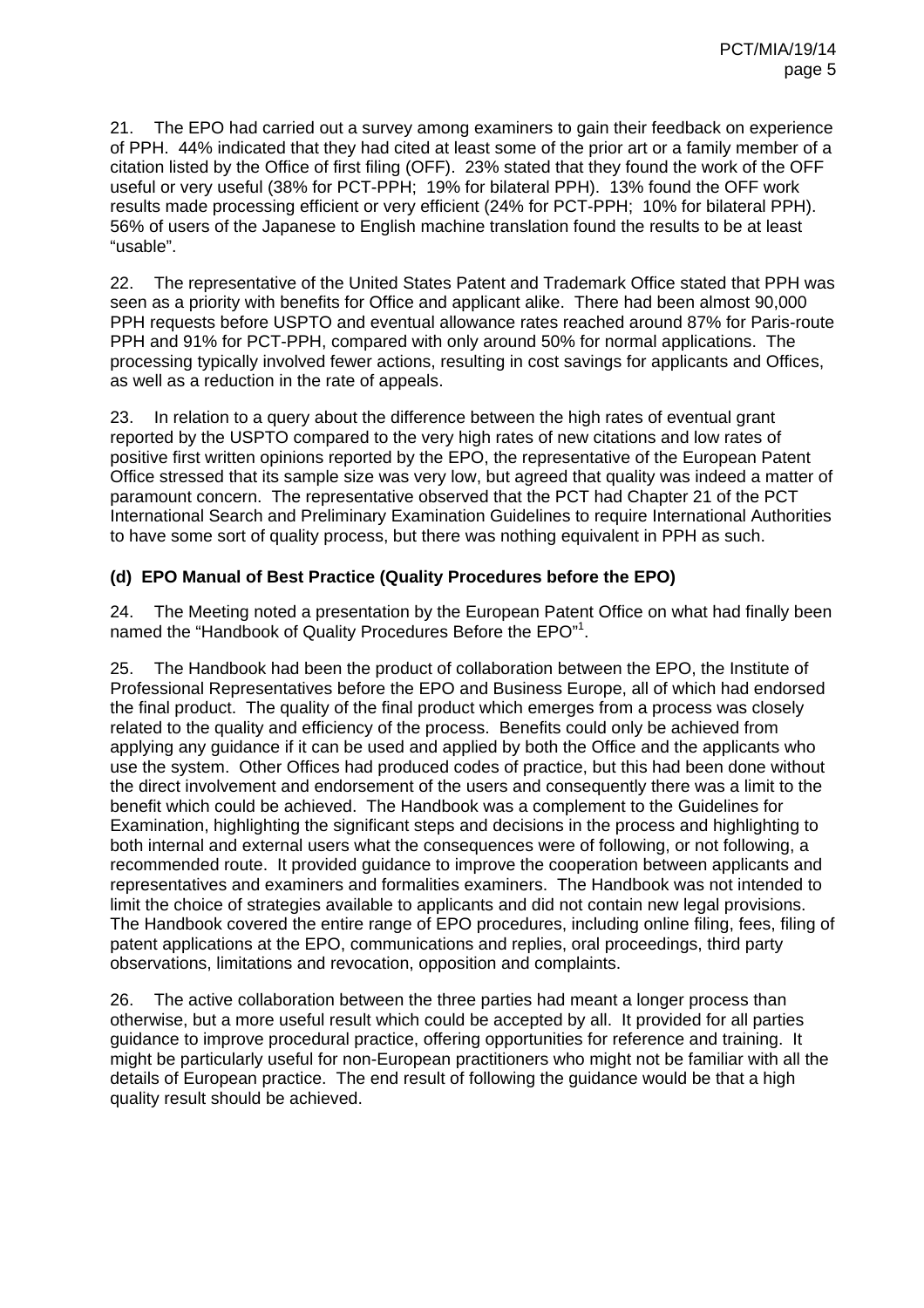21. The EPO had carried out a survey among examiners to gain their feedback on experience of PPH. 44% indicated that they had cited at least some of the prior art or a family member of a citation listed by the Office of first filing (OFF). 23% stated that they found the work of the OFF useful or very useful (38% for PCT-PPH; 19% for bilateral PPH). 13% found the OFF work results made processing efficient or very efficient (24% for PCT-PPH; 10% for bilateral PPH). 56% of users of the Japanese to English machine translation found the results to be at least "usable".

22. The representative of the United States Patent and Trademark Office stated that PPH was seen as a priority with benefits for Office and applicant alike. There had been almost 90,000 PPH requests before USPTO and eventual allowance rates reached around 87% for Paris-route PPH and 91% for PCT-PPH, compared with only around 50% for normal applications. The processing typically involved fewer actions, resulting in cost savings for applicants and Offices, as well as a reduction in the rate of appeals.

23. In relation to a query about the difference between the high rates of eventual grant reported by the USPTO compared to the very high rates of new citations and low rates of positive first written opinions reported by the EPO, the representative of the European Patent Office stressed that its sample size was very low, but agreed that quality was indeed a matter of paramount concern. The representative observed that the PCT had Chapter 21 of the PCT International Search and Preliminary Examination Guidelines to require International Authorities to have some sort of quality process, but there was nothing equivalent in PPH as such.

### (d) EPO Manual of Best Practice (Quality Procedures before the EPO)

24. The Meeting noted a presentation by the European Patent Office on what had finally been named the "Handbook of Quality Procedures Before the EPO"[1].

25. The Handbook had been the product of collaboration between the EPO, the Institute of Professional Representatives before the EPO and Business Europe, all of which had endorsed the final product. The quality of the final product which emerges from a process was closely related to the quality and efficiency of the process. Benefits could only be achieved from applying any guidance if it can be used and applied by both the Office and the applicants who use the system. Other Offices had produced codes of practice, but this had been done without the direct involvement and endorsement of the users and consequently there was a limit to the benefit which could be achieved. The Handbook was a complement to the Guidelines for Examination, highlighting the significant steps and decisions in the process and highlighting to both internal and external users what the consequences were of following, or not following, a recommended route. It provided guidance to improve the cooperation between applicants and representatives and examiners and formalities examiners. The Handbook was not intended to limit the choice of strategies available to applicants and did not contain new legal provisions. The Handbook covered the entire range of EPO procedures, including online filing, fees, filing of patent applications at the EPO, communications and replies, oral proceedings, third party observations, limitations and revocation, opposition and complaints.

26. The active collaboration between the three parties had meant a longer process than otherwise, but a more useful result which could be accepted by all. It provided for all parties guidance to improve procedural practice, offering opportunities for reference and training. It might be particularly useful for non-European practitioners who might not be familiar with all the details of European practice. The end result of following the guidance would be that a high quality result should be achieved.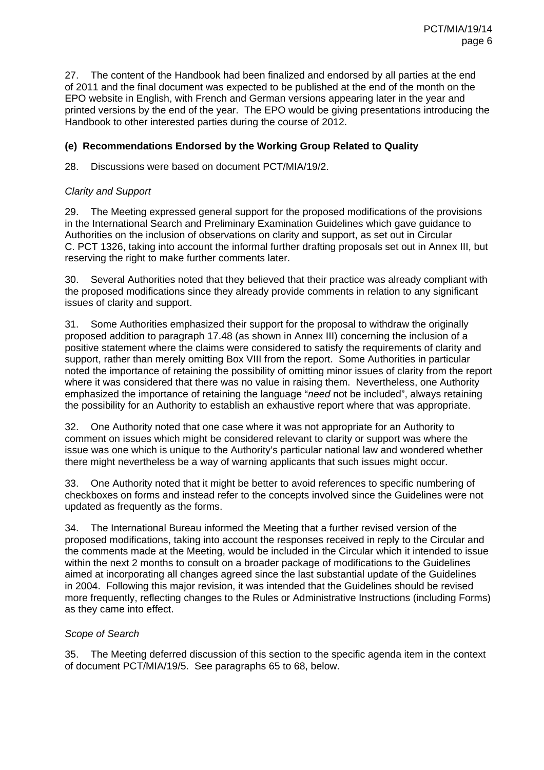27. The content of the Handbook had been finalized and endorsed by all parties at the end of 2011 and the final document was expected to be published at the end of the month on the EPO website in English, with French and German versions appearing later in the year and printed versions by the end of the year. The EPO would be giving presentations introducing the Handbook to other interested parties during the course of 2012.

### (e) Recommendations Endorsed by the Working Group Related to Quality

28. Discussions were based on document PCT/MIA/19/2.

*Clarity and Support*

29. The Meeting expressed general support for the proposed modifications of the provisions in the International Search and Preliminary Examination Guidelines which gave guidance to Authorities on the inclusion of observations on clarity and support, as set out in Circular C. PCT 1326, taking into account the informal further drafting proposals set out in Annex III, but reserving the right to make further comments later.

30. Several Authorities noted that they believed that their practice was already compliant with the proposed modifications since they already provide comments in relation to any significant issues of clarity and support.

31. Some Authorities emphasized their support for the proposal to withdraw the originally proposed addition to paragraph 17.48 (as shown in Annex III) concerning the inclusion of a positive statement where the claims were considered to satisfy the requirements of clarity and support, rather than merely omitting Box VIII from the report. Some Authorities in particular noted the importance of retaining the possibility of omitting minor issues of clarity from the report where it was considered that there was no value in raising them. Nevertheless, one Authority emphasized the importance of retaining the language "*need* not be included", always retaining the possibility for an Authority to establish an exhaustive report where that was appropriate.

32. One Authority noted that one case where it was not appropriate for an Authority to comment on issues which might be considered relevant to clarity or support was where the issue was one which is unique to the Authority's particular national law and wondered whether there might nevertheless be a way of warning applicants that such issues might occur.

33. One Authority noted that it might be better to avoid references to specific numbering of checkboxes on forms and instead refer to the concepts involved since the Guidelines were not updated as frequently as the forms.

34. The International Bureau informed the Meeting that a further revised version of the proposed modifications, taking into account the responses received in reply to the Circular and the comments made at the Meeting, would be included in the Circular which it intended to issue within the next 2 months to consult on a broader package of modifications to the Guidelines aimed at incorporating all changes agreed since the last substantial update of the Guidelines in 2004. Following this major revision, it was intended that the Guidelines should be revised more frequently, reflecting changes to the Rules or Administrative Instructions (including Forms) as they came into effect.

*Scope of Search*

35. The Meeting deferred discussion of this section to the specific agenda item in the context of document PCT/MIA/19/5. See paragraphs 65 to 68, below.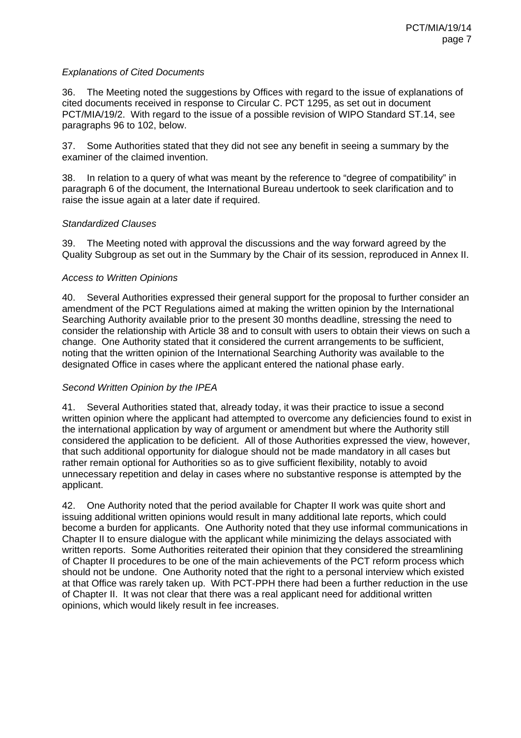*Explanations of Cited Documents*

36. The Meeting noted the suggestions by Offices with regard to the issue of explanations of cited documents received in response to Circular C. PCT 1295, as set out in document PCT/MIA/19/2. With regard to the issue of a possible revision of WIPO Standard ST.14, see paragraphs 96 to 102, below.

37. Some Authorities stated that they did not see any benefit in seeing a summary by the examiner of the claimed invention.

38. In relation to a query of what was meant by the reference to "degree of compatibility" in paragraph 6 of the document, the International Bureau undertook to seek clarification and to raise the issue again at a later date if required.

*Standardized Clauses*

39. The Meeting noted with approval the discussions and the way forward agreed by the Quality Subgroup as set out in the Summary by the Chair of its session, reproduced in Annex II.

*Access to Written Opinions*

40. Several Authorities expressed their general support for the proposal to further consider an amendment of the PCT Regulations aimed at making the written opinion by the International Searching Authority available prior to the present 30 months deadline, stressing the need to consider the relationship with Article 38 and to consult with users to obtain their views on such a change. One Authority stated that it considered the current arrangements to be sufficient, noting that the written opinion of the International Searching Authority was available to the designated Office in cases where the applicant entered the national phase early.

*Second Written Opinion by the IPEA*

41. Several Authorities stated that, already today, it was their practice to issue a second written opinion where the applicant had attempted to overcome any deficiencies found to exist in the international application by way of argument or amendment but where the Authority still considered the application to be deficient. All of those Authorities expressed the view, however, that such additional opportunity for dialogue should not be made mandatory in all cases but rather remain optional for Authorities so as to give sufficient flexibility, notably to avoid unnecessary repetition and delay in cases where no substantive response is attempted by the applicant.

42. One Authority noted that the period available for Chapter II work was quite short and issuing additional written opinions would result in many additional late reports, which could become a burden for applicants. One Authority noted that they use informal communications in Chapter II to ensure dialogue with the applicant while minimizing the delays associated with written reports. Some Authorities reiterated their opinion that they considered the streamlining of Chapter II procedures to be one of the main achievements of the PCT reform process which should not be undone. One Authority noted that the right to a personal interview which existed at that Office was rarely taken up. With PCT-PPH there had been a further reduction in the use of Chapter II. It was not clear that there was a real applicant need for additional written opinions, which would likely result in fee increases.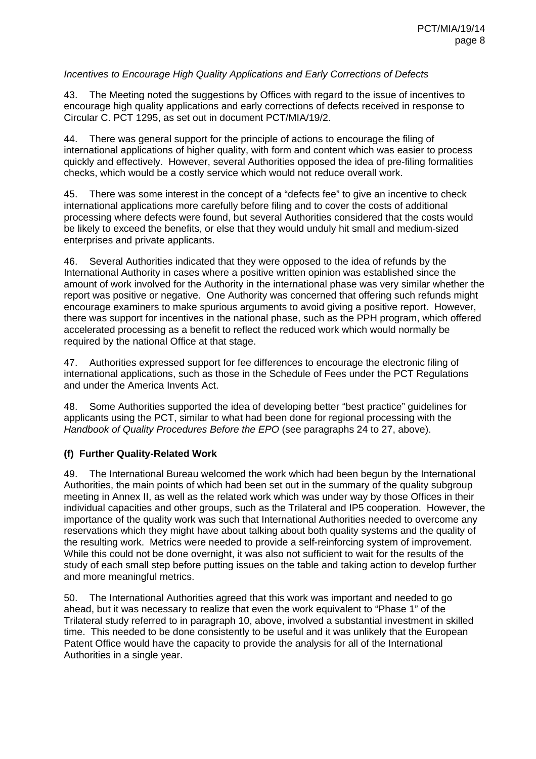*Incentives to Encourage High Quality Applications and Early Corrections of Defects*

43. The Meeting noted the suggestions by Offices with regard to the issue of incentives to encourage high quality applications and early corrections of defects received in response to Circular C. PCT 1295, as set out in document PCT/MIA/19/2.

44. There was general support for the principle of actions to encourage the filing of international applications of higher quality, with form and content which was easier to process quickly and effectively. However, several Authorities opposed the idea of pre-filing formalities checks, which would be a costly service which would not reduce overall work.

45. There was some interest in the concept of a "defects fee" to give an incentive to check international applications more carefully before filing and to cover the costs of additional processing where defects were found, but several Authorities considered that the costs would be likely to exceed the benefits, or else that they would unduly hit small and medium-sized enterprises and private applicants.

46. Several Authorities indicated that they were opposed to the idea of refunds by the International Authority in cases where a positive written opinion was established since the amount of work involved for the Authority in the international phase was very similar whether the report was positive or negative. One Authority was concerned that offering such refunds might encourage examiners to make spurious arguments to avoid giving a positive report. However, there was support for incentives in the national phase, such as the PPH program, which offered accelerated processing as a benefit to reflect the reduced work which would normally be required by the national Office at that stage.

47. Authorities expressed support for fee differences to encourage the electronic filing of international applications, such as those in the Schedule of Fees under the PCT Regulations and under the America Invents Act.

48. Some Authorities supported the idea of developing better "best practice" guidelines for applicants using the PCT, similar to what had been done for regional processing with the *Handbook of Quality Procedures Before the EPO* (see paragraphs 24 to 27, above).

### (f) Further Quality-Related Work

49. The International Bureau welcomed the work which had been begun by the International Authorities, the main points of which had been set out in the summary of the quality subgroup meeting in Annex II, as well as the related work which was under way by those Offices in their individual capacities and other groups, such as the Trilateral and IP5 cooperation. However, the importance of the quality work was such that International Authorities needed to overcome any reservations which they might have about talking about both quality systems and the quality of the resulting work. Metrics were needed to provide a self-reinforcing system of improvement. While this could not be done overnight, it was also not sufficient to wait for the results of the study of each small step before putting issues on the table and taking action to develop further and more meaningful metrics.

50. The International Authorities agreed that this work was important and needed to go ahead, but it was necessary to realize that even the work equivalent to "Phase 1" of the Trilateral study referred to in paragraph 10, above, involved a substantial investment in skilled time. This needed to be done consistently to be useful and it was unlikely that the European Patent Office would have the capacity to provide the analysis for all of the International Authorities in a single year.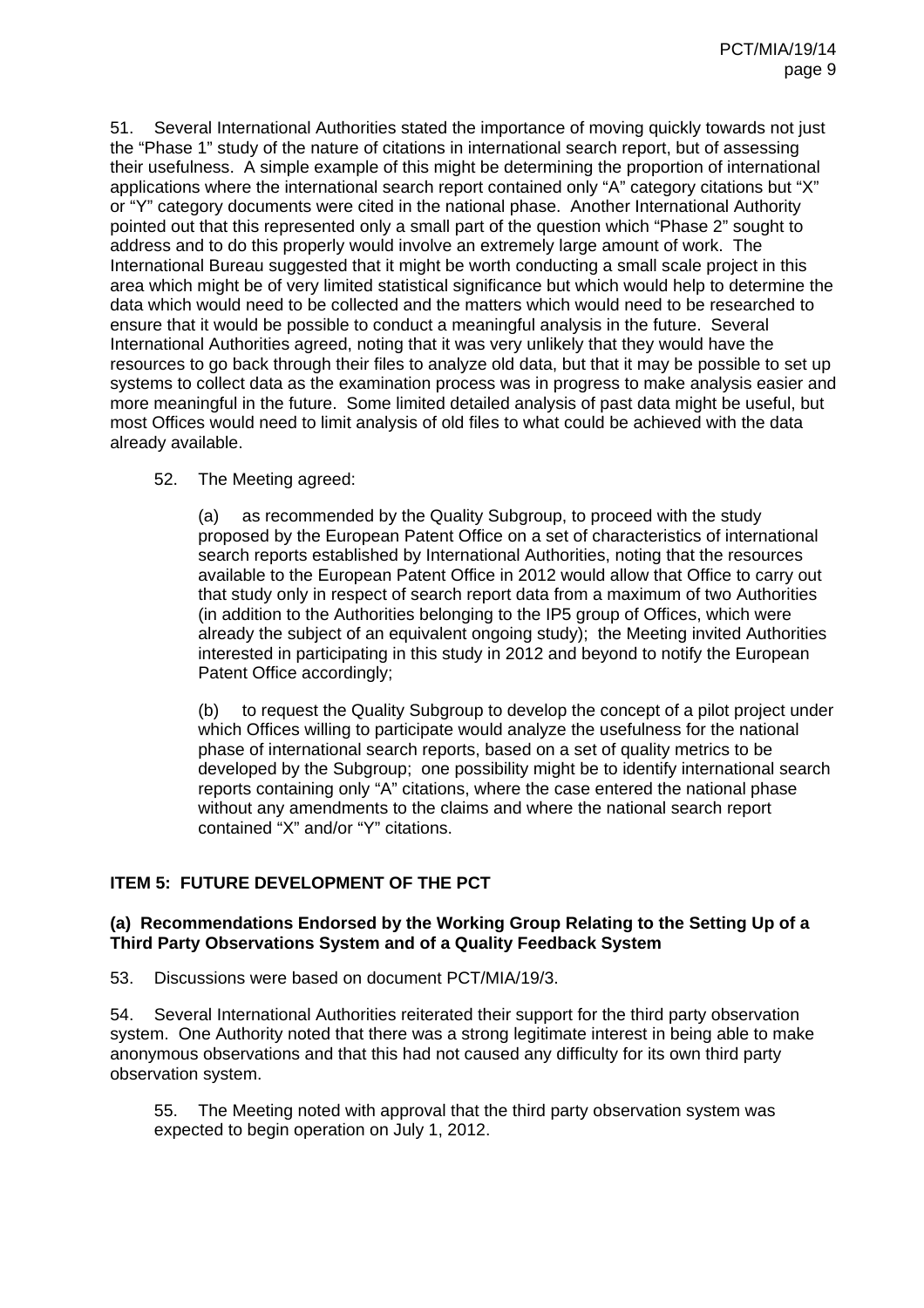51. Several International Authorities stated the importance of moving quickly towards not just the "Phase 1" study of the nature of citations in international search report, but of assessing their usefulness. A simple example of this might be determining the proportion of international applications where the international search report contained only "A" category citations but "X" or "Y" category documents were cited in the national phase. Another International Authority pointed out that this represented only a small part of the question which "Phase 2" sought to address and to do this properly would involve an extremely large amount of work. The International Bureau suggested that it might be worth conducting a small scale project in this area which might be of very limited statistical significance but which would help to determine the data which would need to be collected and the matters which would need to be researched to ensure that it would be possible to conduct a meaningful analysis in the future. Several International Authorities agreed, noting that it was very unlikely that they would have the resources to go back through their files to analyze old data, but that it may be possible to set up systems to collect data as the examination process was in progress to make analysis easier and more meaningful in the future. Some limited detailed analysis of past data might be useful, but most Offices would need to limit analysis of old files to what could be achieved with the data already available.

52. The Meeting agreed:

(a) as recommended by the Quality Subgroup, to proceed with the study proposed by the European Patent Office on a set of characteristics of international search reports established by International Authorities, noting that the resources available to the European Patent Office in 2012 would allow that Office to carry out that study only in respect of search report data from a maximum of two Authorities (in addition to the Authorities belonging to the IP5 group of Offices, which were already the subject of an equivalent ongoing study); the Meeting invited Authorities interested in participating in this study in 2012 and beyond to notify the European Patent Office accordingly;

(b) to request the Quality Subgroup to develop the concept of a pilot project under which Offices willing to participate would analyze the usefulness for the national phase of international search reports, based on a set of quality metrics to be developed by the Subgroup; one possibility might be to identify international search reports containing only "A" citations, where the case entered the national phase without any amendments to the claims and where the national search report contained "X" and/or "Y" citations.

## ITEM 5: FUTURE DEVELOPMENT OF THE PCT

### (a) Recommendations Endorsed by the Working Group Relating to the Setting Up of a Third Party Observations System and of a Quality Feedback System

53. Discussions were based on document PCT/MIA/19/3.

54. Several International Authorities reiterated their support for the third party observation system. One Authority noted that there was a strong legitimate interest in being able to make anonymous observations and that this had not caused any difficulty for its own third party observation system.

55. The Meeting noted with approval that the third party observation system was expected to begin operation on July 1, 2012.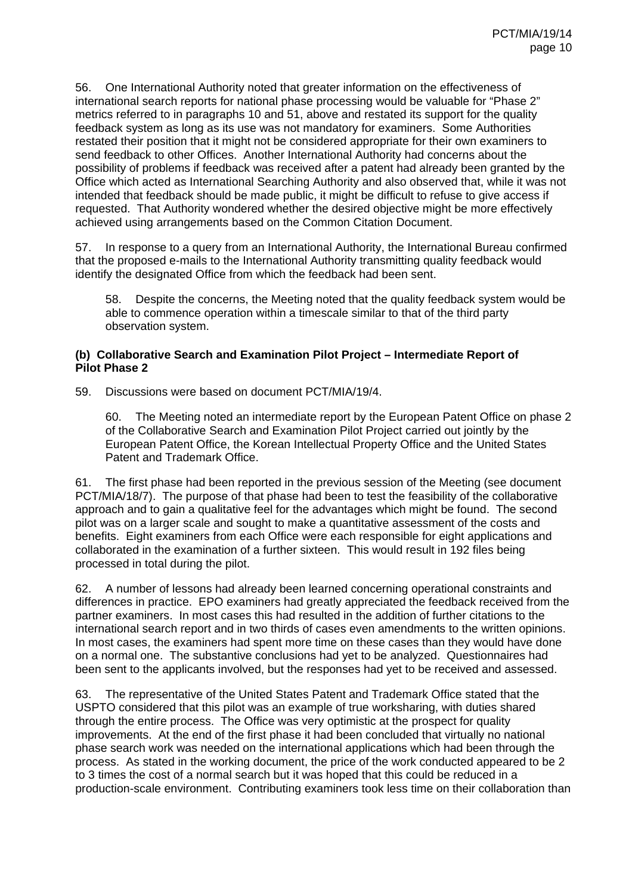56. One International Authority noted that greater information on the effectiveness of international search reports for national phase processing would be valuable for "Phase 2" metrics referred to in paragraphs 10 and 51, above and restated its support for the quality feedback system as long as its use was not mandatory for examiners. Some Authorities restated their position that it might not be considered appropriate for their own examiners to send feedback to other Offices. Another International Authority had concerns about the possibility of problems if feedback was received after a patent had already been granted by the Office which acted as International Searching Authority and also observed that, while it was not intended that feedback should be made public, it might be difficult to refuse to give access if requested. That Authority wondered whether the desired objective might be more effectively achieved using arrangements based on the Common Citation Document.

57. In response to a query from an International Authority, the International Bureau confirmed that the proposed e-mails to the International Authority transmitting quality feedback would identify the designated Office from which the feedback had been sent.

> 58. Despite the concerns, the Meeting noted that the quality feedback system would be able to commence operation within a timescale similar to that of the third party observation system.

**(b) Collaborative Search and Examination Pilot Project – Intermediate Report of Pilot Phase 2**

59. Discussions were based on document PCT/MIA/19/4.

> 60. The Meeting noted an intermediate report by the European Patent Office on phase 2 of the Collaborative Search and Examination Pilot Project carried out jointly by the European Patent Office, the Korean Intellectual Property Office and the United States Patent and Trademark Office.

61. The first phase had been reported in the previous session of the Meeting (see document PCT/MIA/18/7). The purpose of that phase had been to test the feasibility of the collaborative approach and to gain a qualitative feel for the advantages which might be found. The second pilot was on a larger scale and sought to make a quantitative assessment of the costs and benefits. Eight examiners from each Office were each responsible for eight applications and collaborated in the examination of a further sixteen. This would result in 192 files being processed in total during the pilot.

62. A number of lessons had already been learned concerning operational constraints and differences in practice. EPO examiners had greatly appreciated the feedback received from the partner examiners. In most cases this had resulted in the addition of further citations to the international search report and in two thirds of cases even amendments to the written opinions. In most cases, the examiners had spent more time on these cases than they would have done on a normal one. The substantive conclusions had yet to be analyzed. Questionnaires had been sent to the applicants involved, but the responses had yet to be received and assessed.

63. The representative of the United States Patent and Trademark Office stated that the USPTO considered that this pilot was an example of true worksharing, with duties shared through the entire process. The Office was very optimistic at the prospect for quality improvements. At the end of the first phase it had been concluded that virtually no national phase search work was needed on the international applications which had been through the process. As stated in the working document, the price of the work conducted appeared to be 2 to 3 times the cost of a normal search but it was hoped that this could be reduced in a production-scale environment. Contributing examiners took less time on their collaboration than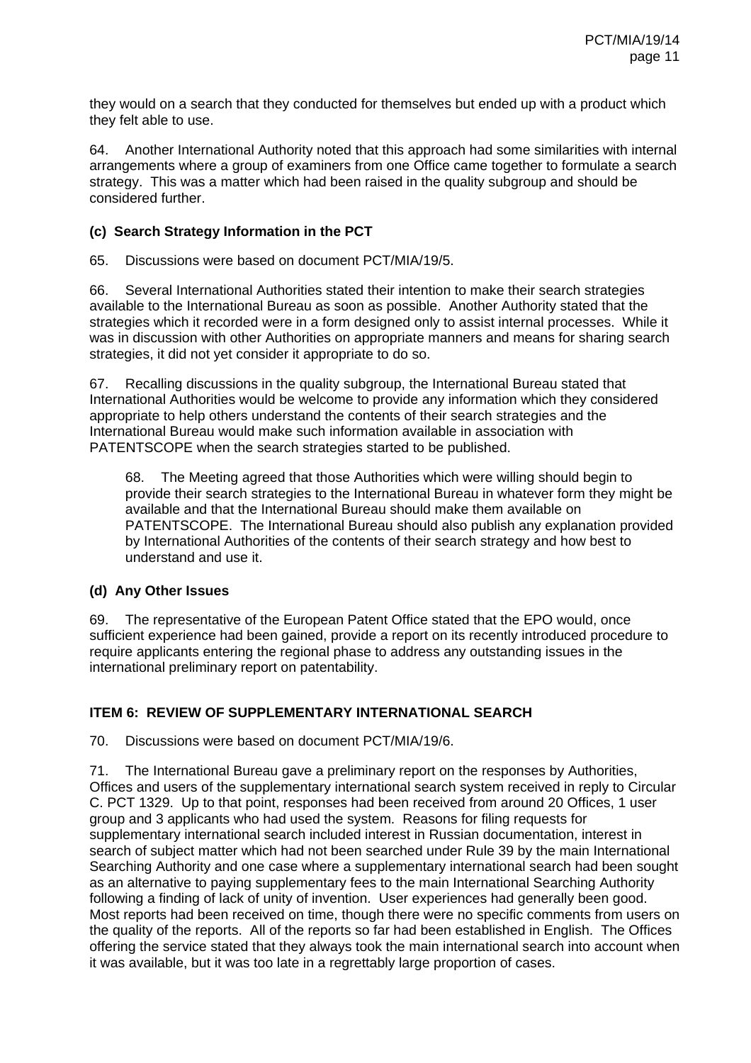they would on a search that they conducted for themselves but ended up with a product which they felt able to use.

64. Another International Authority noted that this approach had some similarities with internal arrangements where a group of examiners from one Office came together to formulate a search strategy. This was a matter which had been raised in the quality subgroup and should be considered further.

### (c) Search Strategy Information in the PCT

65. Discussions were based on document PCT/MIA/19/5.

66. Several International Authorities stated their intention to make their search strategies available to the International Bureau as soon as possible. Another Authority stated that the strategies which it recorded were in a form designed only to assist internal processes. While it was in discussion with other Authorities on appropriate manners and means for sharing search strategies, it did not yet consider it appropriate to do so.

67. Recalling discussions in the quality subgroup, the International Bureau stated that International Authorities would be welcome to provide any information which they considered appropriate to help others understand the contents of their search strategies and the International Bureau would make such information available in association with PATENTSCOPE when the search strategies started to be published.

> 68. The Meeting agreed that those Authorities which were willing should begin to provide their search strategies to the International Bureau in whatever form they might be available and that the International Bureau should make them available on PATENTSCOPE. The International Bureau should also publish any explanation provided by International Authorities of the contents of their search strategy and how best to understand and use it.

### (d) Any Other Issues

69. The representative of the European Patent Office stated that the EPO would, once sufficient experience had been gained, provide a report on its recently introduced procedure to require applicants entering the regional phase to address any outstanding issues in the international preliminary report on patentability.

## ITEM 6: REVIEW OF SUPPLEMENTARY INTERNATIONAL SEARCH

70. Discussions were based on document PCT/MIA/19/6.

71. The International Bureau gave a preliminary report on the responses by Authorities, Offices and users of the supplementary international search system received in reply to Circular C. PCT 1329. Up to that point, responses had been received from around 20 Offices, 1 user group and 3 applicants who had used the system. Reasons for filing requests for supplementary international search included interest in Russian documentation, interest in search of subject matter which had not been searched under Rule 39 by the main International Searching Authority and one case where a supplementary international search had been sought as an alternative to paying supplementary fees to the main International Searching Authority following a finding of lack of unity of invention. User experiences had generally been good. Most reports had been received on time, though there were no specific comments from users on the quality of the reports. All of the reports so far had been established in English. The Offices offering the service stated that they always took the main international search into account when it was available, but it was too late in a regrettably large proportion of cases.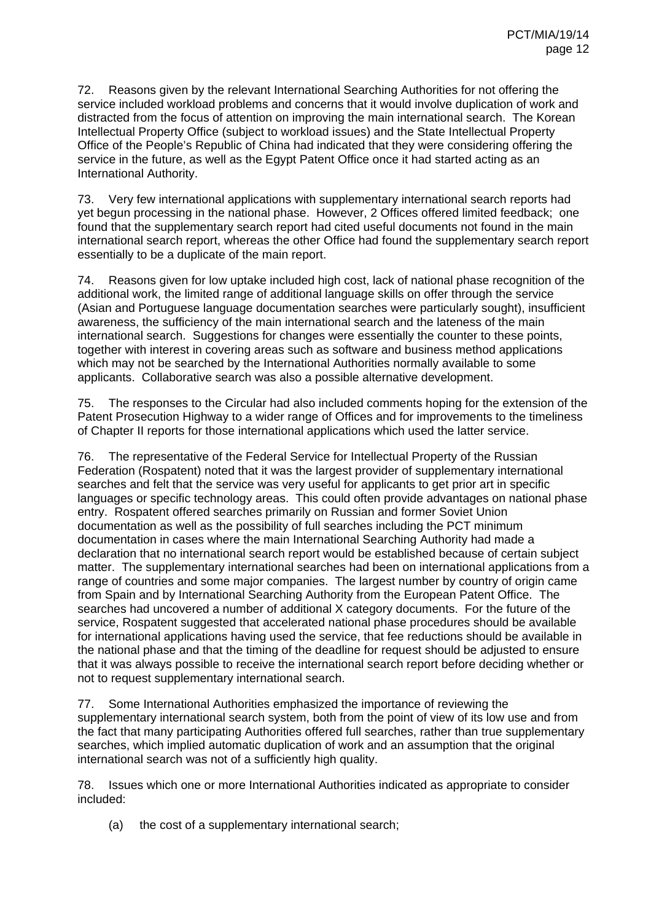72. Reasons given by the relevant International Searching Authorities for not offering the service included workload problems and concerns that it would involve duplication of work and distracted from the focus of attention on improving the main international search. The Korean Intellectual Property Office (subject to workload issues) and the State Intellectual Property Office of the People's Republic of China had indicated that they were considering offering the service in the future, as well as the Egypt Patent Office once it had started acting as an International Authority.

73. Very few international applications with supplementary international search reports had yet begun processing in the national phase. However, 2 Offices offered limited feedback; one found that the supplementary search report had cited useful documents not found in the main international search report, whereas the other Office had found the supplementary search report essentially to be a duplicate of the main report.

74. Reasons given for low uptake included high cost, lack of national phase recognition of the additional work, the limited range of additional language skills on offer through the service (Asian and Portuguese language documentation searches were particularly sought), insufficient awareness, the sufficiency of the main international search and the lateness of the main international search. Suggestions for changes were essentially the counter to these points, together with interest in covering areas such as software and business method applications which may not be searched by the International Authorities normally available to some applicants. Collaborative search was also a possible alternative development.

75. The responses to the Circular had also included comments hoping for the extension of the Patent Prosecution Highway to a wider range of Offices and for improvements to the timeliness of Chapter II reports for those international applications which used the latter service.

76. The representative of the Federal Service for Intellectual Property of the Russian Federation (Rospatent) noted that it was the largest provider of supplementary international searches and felt that the service was very useful for applicants to get prior art in specific languages or specific technology areas. This could often provide advantages on national phase entry. Rospatent offered searches primarily on Russian and former Soviet Union documentation as well as the possibility of full searches including the PCT minimum documentation in cases where the main International Searching Authority had made a declaration that no international search report would be established because of certain subject matter. The supplementary international searches had been on international applications from a range of countries and some major companies. The largest number by country of origin came from Spain and by International Searching Authority from the European Patent Office. The searches had uncovered a number of additional X category documents. For the future of the service, Rospatent suggested that accelerated national phase procedures should be available for international applications having used the service, that fee reductions should be available in the national phase and that the timing of the deadline for request should be adjusted to ensure that it was always possible to receive the international search report before deciding whether or not to request supplementary international search.

77. Some International Authorities emphasized the importance of reviewing the supplementary international search system, both from the point of view of its low use and from the fact that many participating Authorities offered full searches, rather than true supplementary searches, which implied automatic duplication of work and an assumption that the original international search was not of a sufficiently high quality.

78. Issues which one or more International Authorities indicated as appropriate to consider included:

(a) the cost of a supplementary international search;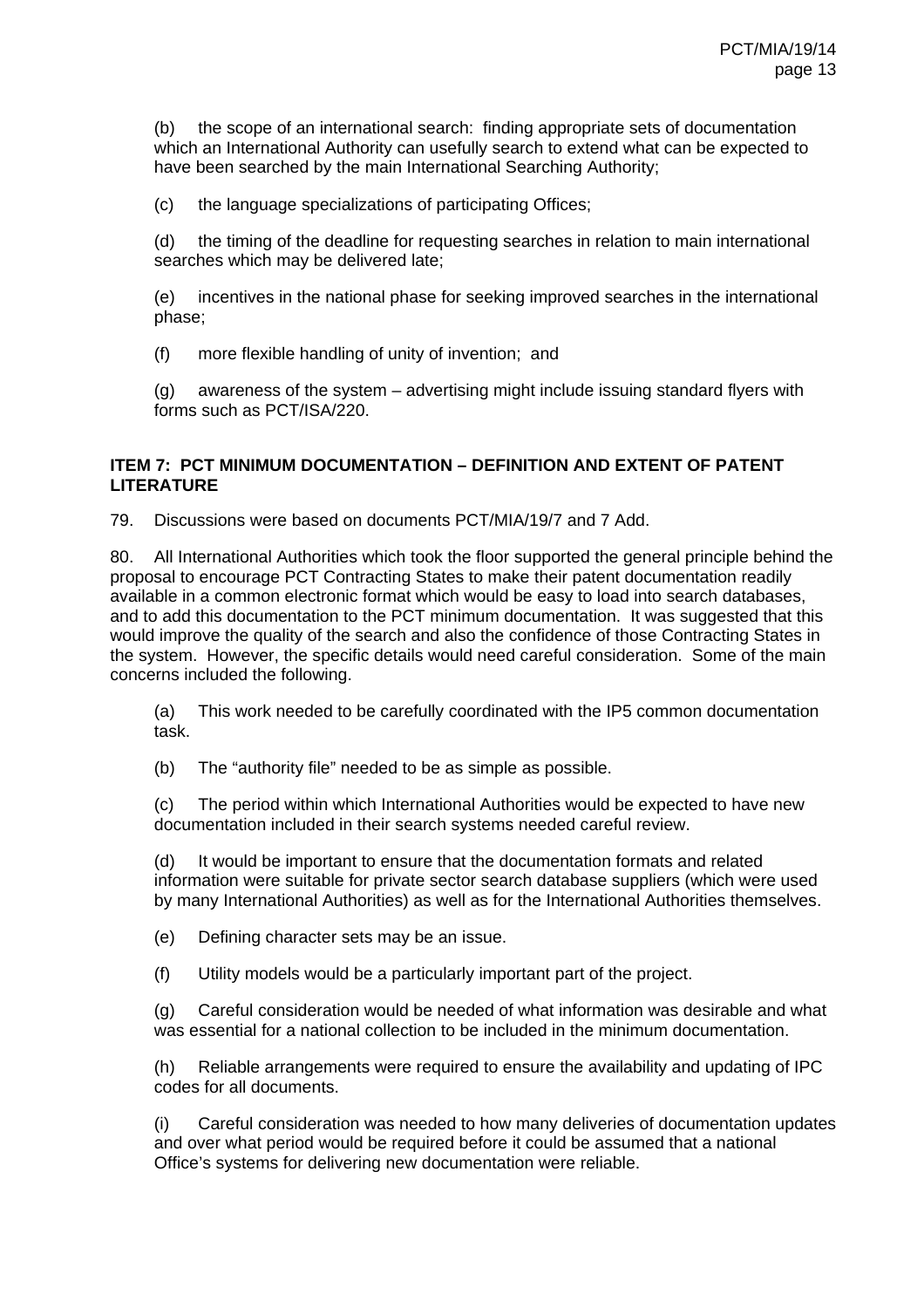(b) the scope of an international search: finding appropriate sets of documentation which an International Authority can usefully search to extend what can be expected to have been searched by the main International Searching Authority;

(c) the language specializations of participating Offices;

(d) the timing of the deadline for requesting searches in relation to main international searches which may be delivered late;

(e) incentives in the national phase for seeking improved searches in the international phase;

(f) more flexible handling of unity of invention; and

(g) awareness of the system – advertising might include issuing standard flyers with forms such as PCT/ISA/220.

## ITEM 7: PCT MINIMUM DOCUMENTATION – DEFINITION AND EXTENT OF PATENT LITERATURE

79. Discussions were based on documents PCT/MIA/19/7 and 7 Add.

80. All International Authorities which took the floor supported the general principle behind the proposal to encourage PCT Contracting States to make their patent documentation readily available in a common electronic format which would be easy to load into search databases, and to add this documentation to the PCT minimum documentation. It was suggested that this would improve the quality of the search and also the confidence of those Contracting States in the system. However, the specific details would need careful consideration. Some of the main concerns included the following.

(a) This work needed to be carefully coordinated with the IP5 common documentation task.

(b) The "authority file" needed to be as simple as possible.

(c) The period within which International Authorities would be expected to have new documentation included in their search systems needed careful review.

(d) It would be important to ensure that the documentation formats and related information were suitable for private sector search database suppliers (which were used by many International Authorities) as well as for the International Authorities themselves.

(e) Defining character sets may be an issue.

(f) Utility models would be a particularly important part of the project.

(g) Careful consideration would be needed of what information was desirable and what was essential for a national collection to be included in the minimum documentation.

(h) Reliable arrangements were required to ensure the availability and updating of IPC codes for all documents.

(i) Careful consideration was needed to how many deliveries of documentation updates and over what period would be required before it could be assumed that a national Office's systems for delivering new documentation were reliable.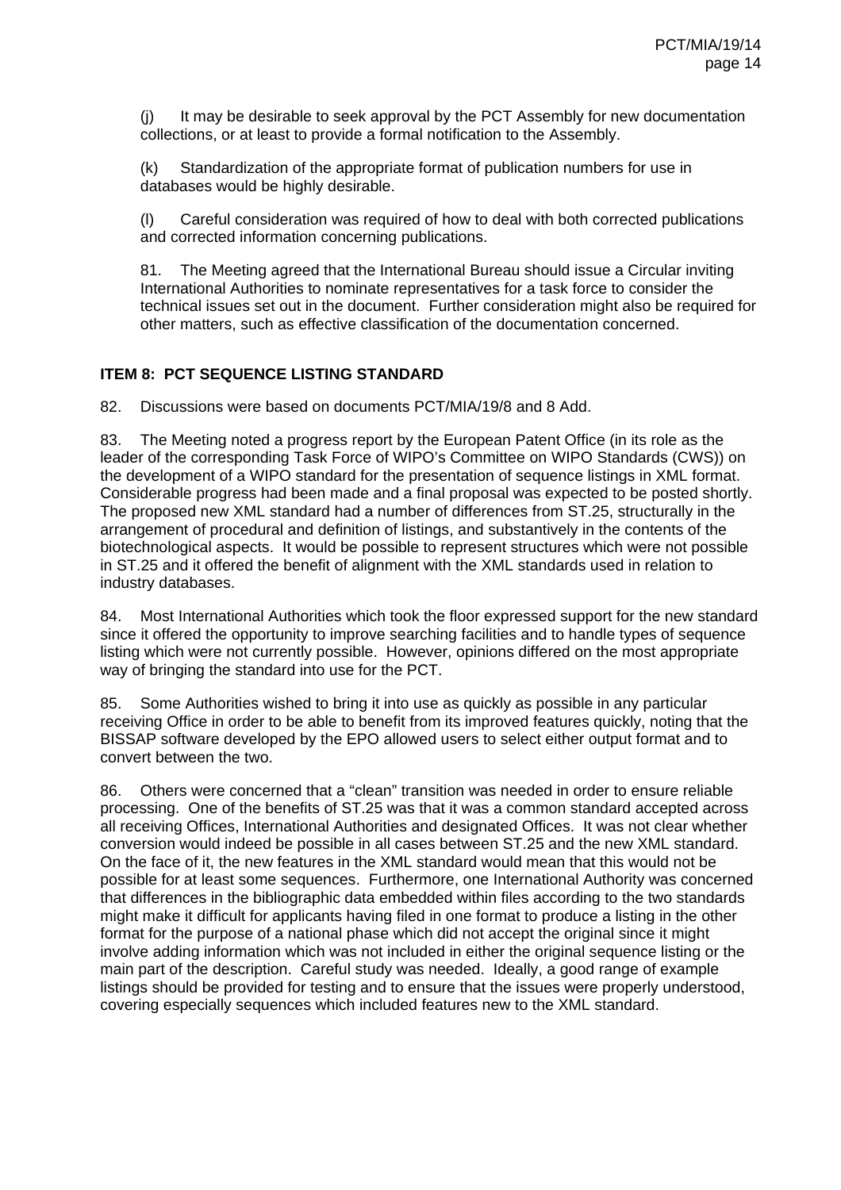(j) It may be desirable to seek approval by the PCT Assembly for new documentation collections, or at least to provide a formal notification to the Assembly.

(k) Standardization of the appropriate format of publication numbers for use in databases would be highly desirable.

(l) Careful consideration was required of how to deal with both corrected publications and corrected information concerning publications.

81. The Meeting agreed that the International Bureau should issue a Circular inviting International Authorities to nominate representatives for a task force to consider the technical issues set out in the document. Further consideration might also be required for other matters, such as effective classification of the documentation concerned.

## ITEM 8: PCT SEQUENCE LISTING STANDARD

82. Discussions were based on documents PCT/MIA/19/8 and 8 Add.

83. The Meeting noted a progress report by the European Patent Office (in its role as the leader of the corresponding Task Force of WIPO's Committee on WIPO Standards (CWS)) on the development of a WIPO standard for the presentation of sequence listings in XML format. Considerable progress had been made and a final proposal was expected to be posted shortly. The proposed new XML standard had a number of differences from ST.25, structurally in the arrangement of procedural and definition of listings, and substantively in the contents of the biotechnological aspects. It would be possible to represent structures which were not possible in ST.25 and it offered the benefit of alignment with the XML standards used in relation to industry databases.

84. Most International Authorities which took the floor expressed support for the new standard since it offered the opportunity to improve searching facilities and to handle types of sequence listing which were not currently possible. However, opinions differed on the most appropriate way of bringing the standard into use for the PCT.

85. Some Authorities wished to bring it into use as quickly as possible in any particular receiving Office in order to be able to benefit from its improved features quickly, noting that the BISSAP software developed by the EPO allowed users to select either output format and to convert between the two.

86. Others were concerned that a "clean" transition was needed in order to ensure reliable processing. One of the benefits of ST.25 was that it was a common standard accepted across all receiving Offices, International Authorities and designated Offices. It was not clear whether conversion would indeed be possible in all cases between ST.25 and the new XML standard. On the face of it, the new features in the XML standard would mean that this would not be possible for at least some sequences. Furthermore, one International Authority was concerned that differences in the bibliographic data embedded within files according to the two standards might make it difficult for applicants having filed in one format to produce a listing in the other format for the purpose of a national phase which did not accept the original since it might involve adding information which was not included in either the original sequence listing or the main part of the description. Careful study was needed. Ideally, a good range of example listings should be provided for testing and to ensure that the issues were properly understood, covering especially sequences which included features new to the XML standard.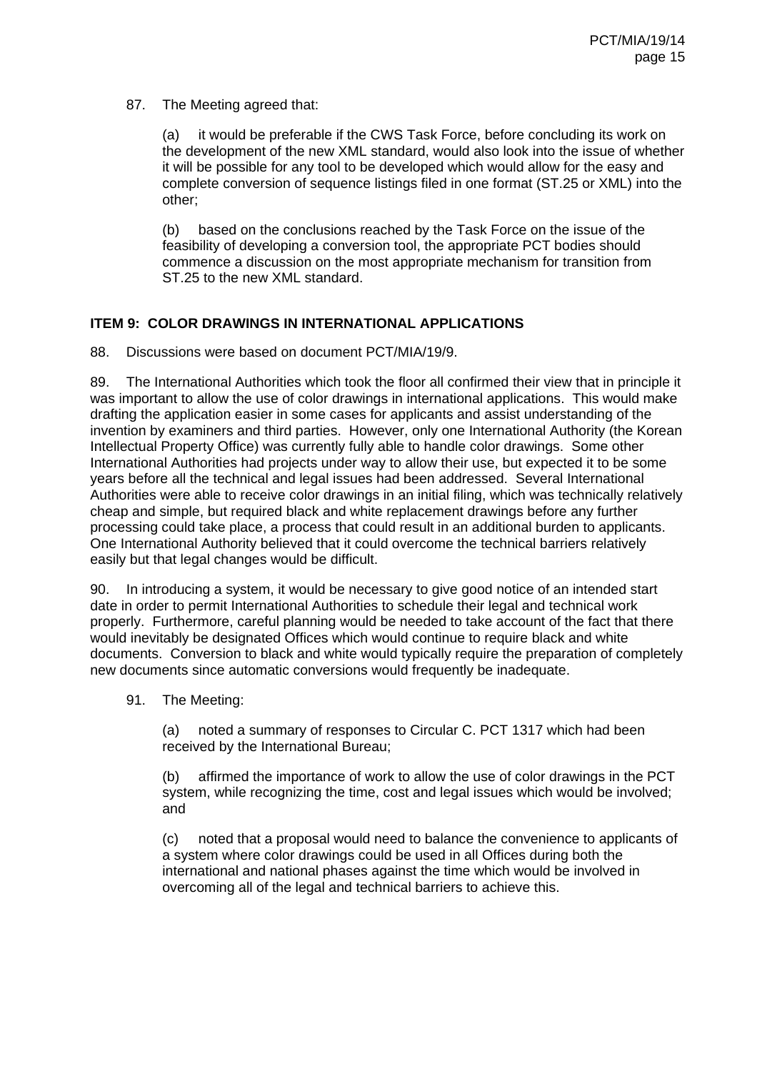87. The Meeting agreed that:

(a) it would be preferable if the CWS Task Force, before concluding its work on the development of the new XML standard, would also look into the issue of whether it will be possible for any tool to be developed which would allow for the easy and complete conversion of sequence listings filed in one format (ST.25 or XML) into the other;

(b) based on the conclusions reached by the Task Force on the issue of the feasibility of developing a conversion tool, the appropriate PCT bodies should commence a discussion on the most appropriate mechanism for transition from ST.25 to the new XML standard.

## ITEM 9: COLOR DRAWINGS IN INTERNATIONAL APPLICATIONS

88. Discussions were based on document PCT/MIA/19/9.

89. The International Authorities which took the floor all confirmed their view that in principle it was important to allow the use of color drawings in international applications. This would make drafting the application easier in some cases for applicants and assist understanding of the invention by examiners and third parties. However, only one International Authority (the Korean Intellectual Property Office) was currently fully able to handle color drawings. Some other International Authorities had projects under way to allow their use, but expected it to be some years before all the technical and legal issues had been addressed. Several International Authorities were able to receive color drawings in an initial filing, which was technically relatively cheap and simple, but required black and white replacement drawings before any further processing could take place, a process that could result in an additional burden to applicants. One International Authority believed that it could overcome the technical barriers relatively easily but that legal changes would be difficult.

90. In introducing a system, it would be necessary to give good notice of an intended start date in order to permit International Authorities to schedule their legal and technical work properly. Furthermore, careful planning would be needed to take account of the fact that there would inevitably be designated Offices which would continue to require black and white documents. Conversion to black and white would typically require the preparation of completely new documents since automatic conversions would frequently be inadequate.

91. The Meeting:

(a) noted a summary of responses to Circular C. PCT 1317 which had been received by the International Bureau;

(b) affirmed the importance of work to allow the use of color drawings in the PCT system, while recognizing the time, cost and legal issues which would be involved; and

(c) noted that a proposal would need to balance the convenience to applicants of a system where color drawings could be used in all Offices during both the international and national phases against the time which would be involved in overcoming all of the legal and technical barriers to achieve this.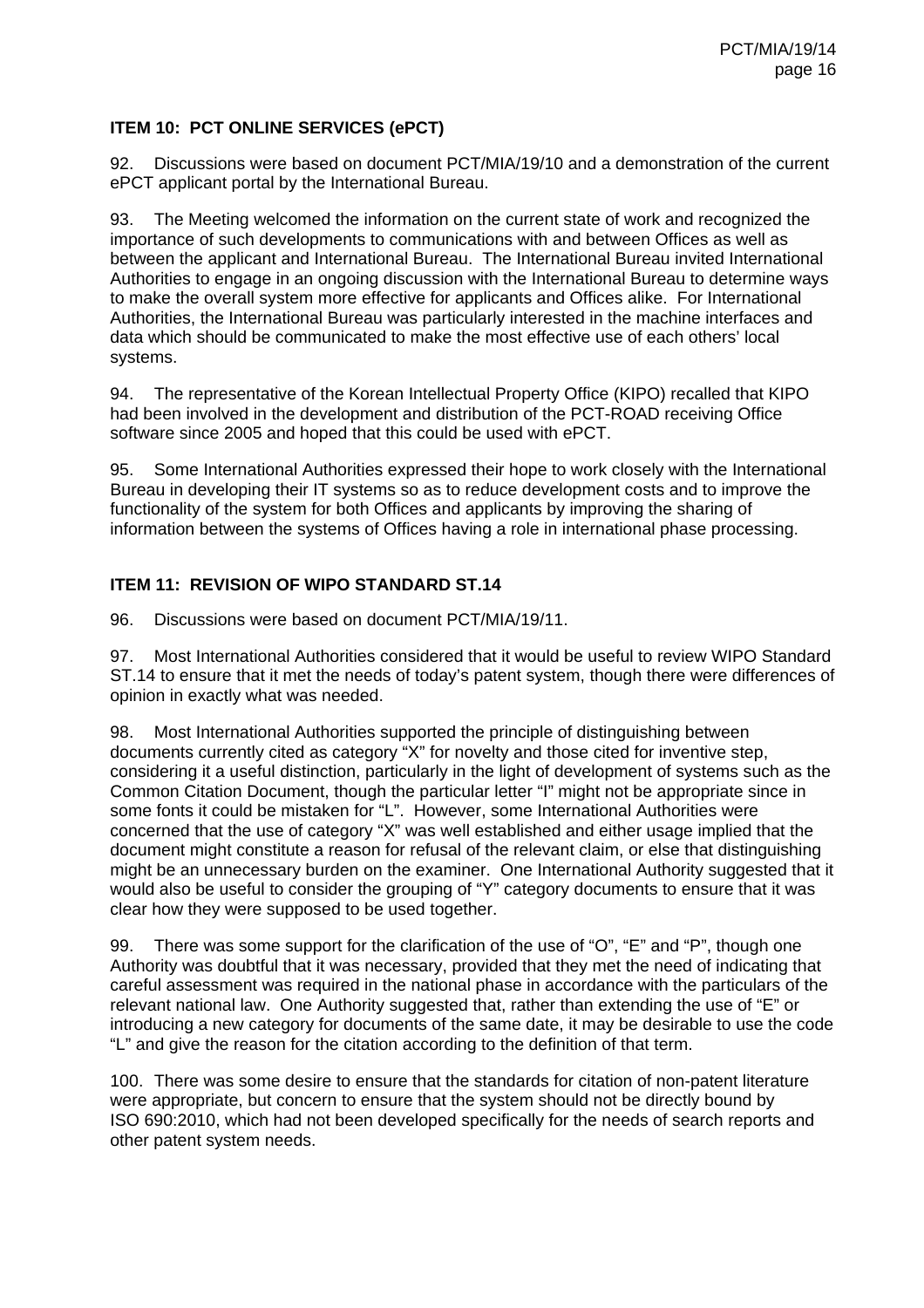**ITEM 10: PCT ONLINE SERVICES (ePCT)**

92. Discussions were based on document PCT/MIA/19/10 and a demonstration of the current ePCT applicant portal by the International Bureau.

93. The Meeting welcomed the information on the current state of work and recognized the importance of such developments to communications with and between Offices as well as between the applicant and International Bureau. The International Bureau invited International Authorities to engage in an ongoing discussion with the International Bureau to determine ways to make the overall system more effective for applicants and Offices alike. For International Authorities, the International Bureau was particularly interested in the machine interfaces and data which should be communicated to make the most effective use of each others' local systems.

94. The representative of the Korean Intellectual Property Office (KIPO) recalled that KIPO had been involved in the development and distribution of the PCT-ROAD receiving Office software since 2005 and hoped that this could be used with ePCT.

95. Some International Authorities expressed their hope to work closely with the International Bureau in developing their IT systems so as to reduce development costs and to improve the functionality of the system for both Offices and applicants by improving the sharing of information between the systems of Offices having a role in international phase processing.

**ITEM 11: REVISION OF WIPO STANDARD ST.14**

96. Discussions were based on document PCT/MIA/19/11.

97. Most International Authorities considered that it would be useful to review WIPO Standard ST.14 to ensure that it met the needs of today's patent system, though there were differences of opinion in exactly what was needed.

98. Most International Authorities supported the principle of distinguishing between documents currently cited as category "X" for novelty and those cited for inventive step, considering it a useful distinction, particularly in the light of development of systems such as the Common Citation Document, though the particular letter "I" might not be appropriate since in some fonts it could be mistaken for "L". However, some International Authorities were concerned that the use of category "X" was well established and either usage implied that the document might constitute a reason for refusal of the relevant claim, or else that distinguishing might be an unnecessary burden on the examiner. One International Authority suggested that it would also be useful to consider the grouping of "Y" category documents to ensure that it was clear how they were supposed to be used together.

99. There was some support for the clarification of the use of "O", "E" and "P", though one Authority was doubtful that it was necessary, provided that they met the need of indicating that careful assessment was required in the national phase in accordance with the particulars of the relevant national law. One Authority suggested that, rather than extending the use of "E" or introducing a new category for documents of the same date, it may be desirable to use the code "L" and give the reason for the citation according to the definition of that term.

100. There was some desire to ensure that the standards for citation of non-patent literature were appropriate, but concern to ensure that the system should not be directly bound by ISO 690:2010, which had not been developed specifically for the needs of search reports and other patent system needs.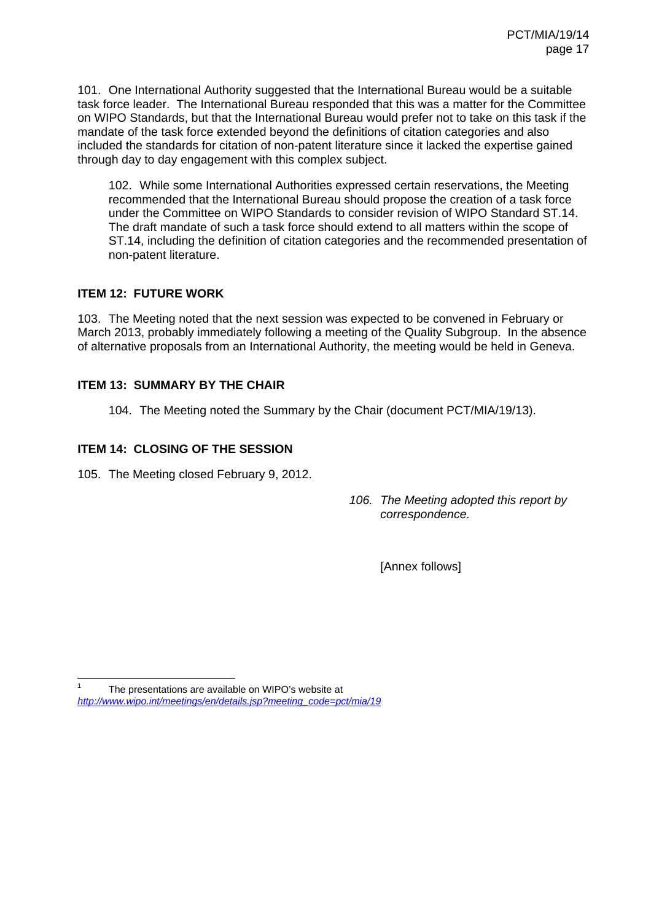101. One International Authority suggested that the International Bureau would be a suitable task force leader. The International Bureau responded that this was a matter for the Committee on WIPO Standards, but that the International Bureau would prefer not to take on this task if the mandate of the task force extended beyond the definitions of citation categories and also included the standards for citation of non-patent literature since it lacked the expertise gained through day to day engagement with this complex subject.

> 102. While some International Authorities expressed certain reservations, the Meeting recommended that the International Bureau should propose the creation of a task force under the Committee on WIPO Standards to consider revision of WIPO Standard ST.14. The draft mandate of such a task force should extend to all matters within the scope of ST.14, including the definition of citation categories and the recommended presentation of non-patent literature.

## ITEM 12: FUTURE WORK

103. The Meeting noted that the next session was expected to be convened in February or March 2013, probably immediately following a meeting of the Quality Subgroup. In the absence of alternative proposals from an International Authority, the meeting would be held in Geneva.

## ITEM 13: SUMMARY BY THE CHAIR

> 104. The Meeting noted the Summary by the Chair (document PCT/MIA/19/13).

## ITEM 14: CLOSING OF THE SESSION

105. The Meeting closed February 9, 2012.

*106. The Meeting adopted this report by correspondence.*

[Annex follows]

---

[1] The presentations are available on WIPO's website at *http://www.wipo.int/meetings/en/details.jsp?meeting_code=pct/mia/19*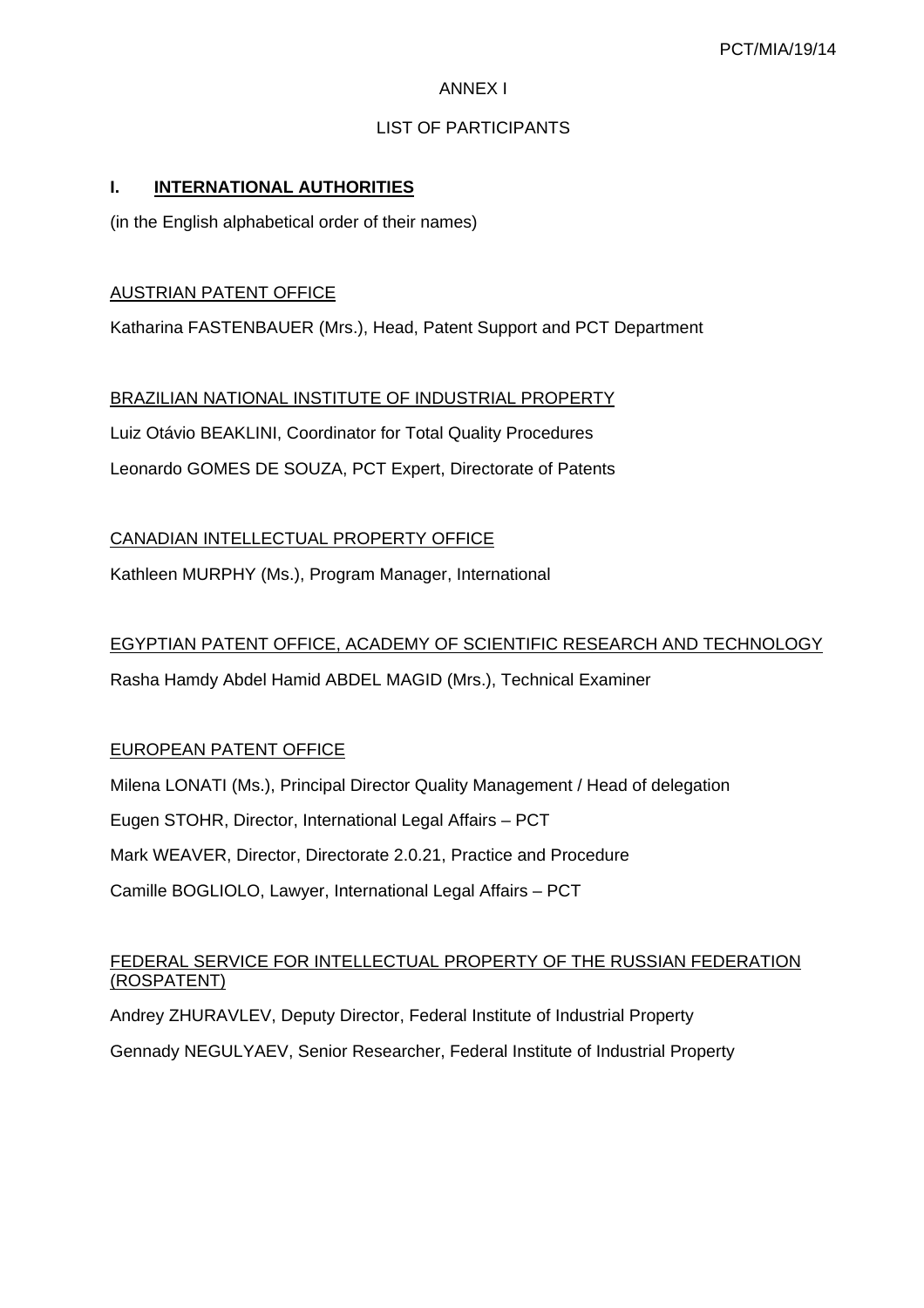ANNEX I

LIST OF PARTICIPANTS

## I. INTERNATIONAL AUTHORITIES

(in the English alphabetical order of their names)

AUSTRIAN PATENT OFFICE

Katharina FASTENBAUER (Mrs.), Head, Patent Support and PCT Department

BRAZILIAN NATIONAL INSTITUTE OF INDUSTRIAL PROPERTY

Luiz Otávio BEAKLINI, Coordinator for Total Quality Procedures

Leonardo GOMES DE SOUZA, PCT Expert, Directorate of Patents

CANADIAN INTELLECTUAL PROPERTY OFFICE

Kathleen MURPHY (Ms.), Program Manager, International

EGYPTIAN PATENT OFFICE, ACADEMY OF SCIENTIFIC RESEARCH AND TECHNOLOGY

Rasha Hamdy Abdel Hamid ABDEL MAGID (Mrs.), Technical Examiner

EUROPEAN PATENT OFFICE

Milena LONATI (Ms.), Principal Director Quality Management / Head of delegation

Eugen STOHR, Director, International Legal Affairs – PCT

Mark WEAVER, Director, Directorate 2.0.21, Practice and Procedure

Camille BOGLIOLO, Lawyer, International Legal Affairs – PCT

FEDERAL SERVICE FOR INTELLECTUAL PROPERTY OF THE RUSSIAN FEDERATION (ROSPATENT)

Andrey ZHURAVLEV, Deputy Director, Federal Institute of Industrial Property

Gennady NEGULYAEV, Senior Researcher, Federal Institute of Industrial Property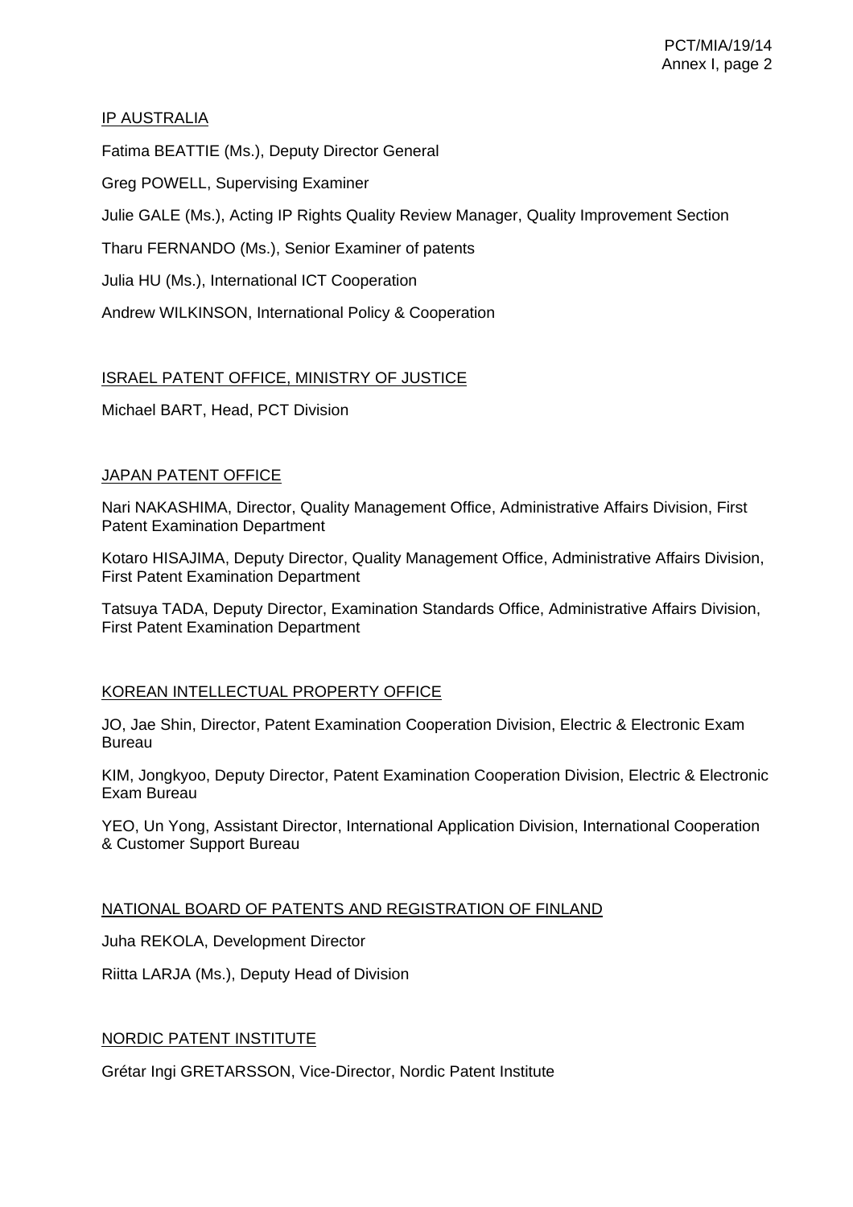IP AUSTRALIA

Fatima BEATTIE (Ms.), Deputy Director General

Greg POWELL, Supervising Examiner

Julie GALE (Ms.), Acting IP Rights Quality Review Manager, Quality Improvement Section

Tharu FERNANDO (Ms.), Senior Examiner of patents

Julia HU (Ms.), International ICT Cooperation

Andrew WILKINSON, International Policy & Cooperation

ISRAEL PATENT OFFICE, MINISTRY OF JUSTICE

Michael BART, Head, PCT Division

JAPAN PATENT OFFICE

Nari NAKASHIMA, Director, Quality Management Office, Administrative Affairs Division, First Patent Examination Department

Kotaro HISAJIMA, Deputy Director, Quality Management Office, Administrative Affairs Division, First Patent Examination Department

Tatsuya TADA, Deputy Director, Examination Standards Office, Administrative Affairs Division, First Patent Examination Department

KOREAN INTELLECTUAL PROPERTY OFFICE

JO, Jae Shin, Director, Patent Examination Cooperation Division, Electric & Electronic Exam Bureau

KIM, Jongkyoo, Deputy Director, Patent Examination Cooperation Division, Electric & Electronic Exam Bureau

YEO, Un Yong, Assistant Director, International Application Division, International Cooperation & Customer Support Bureau

NATIONAL BOARD OF PATENTS AND REGISTRATION OF FINLAND

Juha REKOLA, Development Director

Riitta LARJA (Ms.), Deputy Head of Division

NORDIC PATENT INSTITUTE

Grétar Ingi GRETARSSON, Vice-Director, Nordic Patent Institute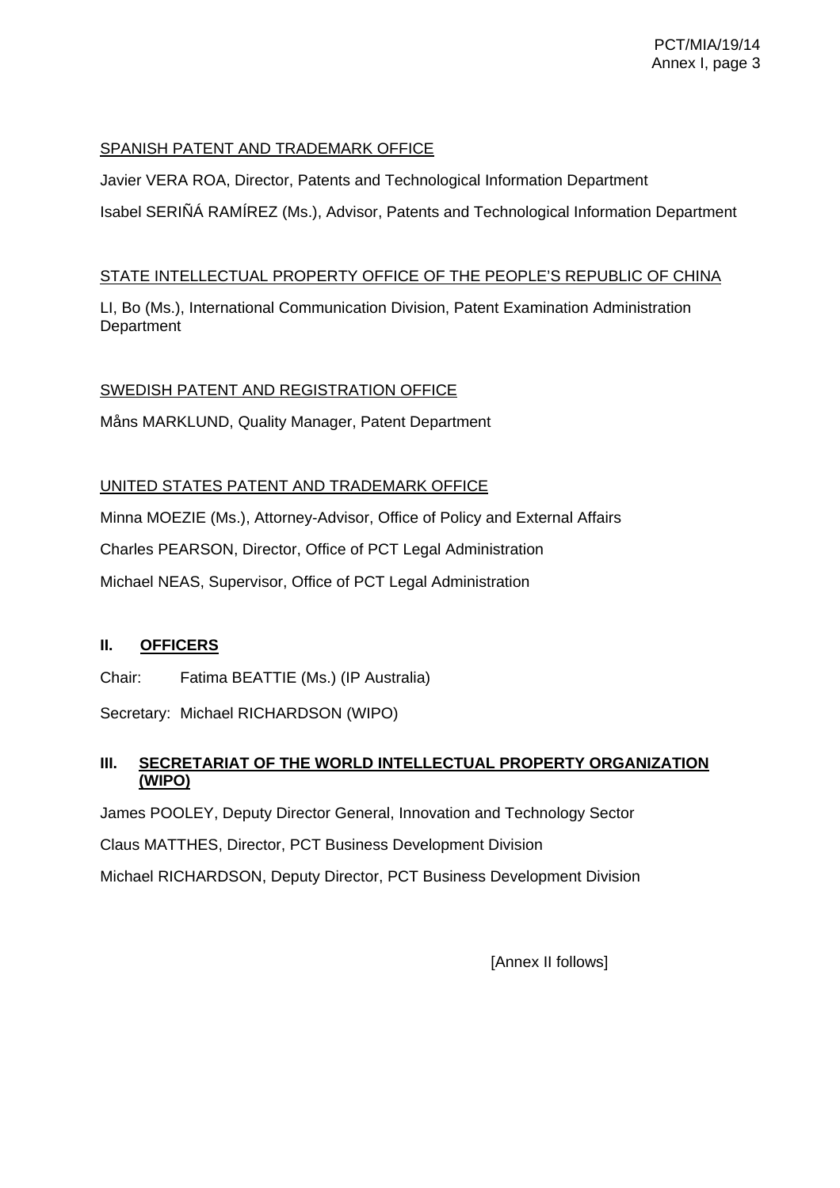SPANISH PATENT AND TRADEMARK OFFICE

Javier VERA ROA, Director, Patents and Technological Information Department

Isabel SERIÑÁ RAMÍREZ (Ms.), Advisor, Patents and Technological Information Department

STATE INTELLECTUAL PROPERTY OFFICE OF THE PEOPLE'S REPUBLIC OF CHINA

LI, Bo (Ms.), International Communication Division, Patent Examination Administration Department

SWEDISH PATENT AND REGISTRATION OFFICE

Måns MARKLUND, Quality Manager, Patent Department

UNITED STATES PATENT AND TRADEMARK OFFICE

Minna MOEZIE (Ms.), Attorney-Advisor, Office of Policy and External Affairs

Charles PEARSON, Director, Office of PCT Legal Administration

Michael NEAS, Supervisor, Office of PCT Legal Administration

## II. OFFICERS

Chair: Fatima BEATTIE (Ms.) (IP Australia)

Secretary: Michael RICHARDSON (WIPO)

## III. SECRETARIAT OF THE WORLD INTELLECTUAL PROPERTY ORGANIZATION (WIPO)

James POOLEY, Deputy Director General, Innovation and Technology Sector

Claus MATTHES, Director, PCT Business Development Division

Michael RICHARDSON, Deputy Director, PCT Business Development Division

[Annex II follows]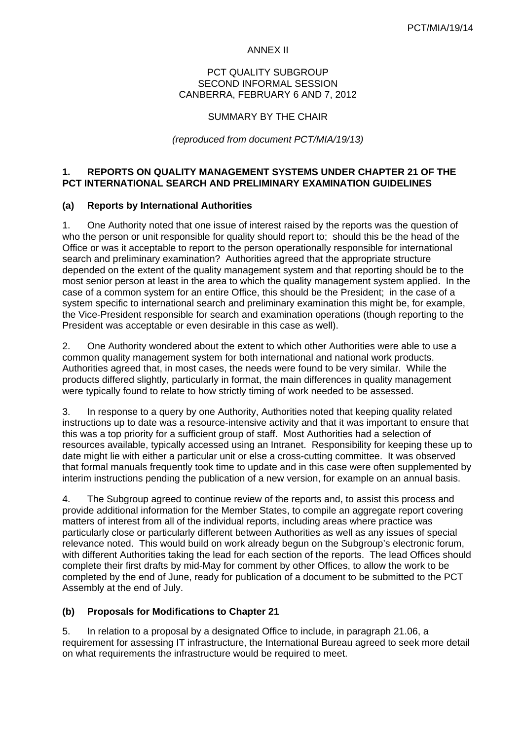ANNEX II

PCT QUALITY SUBGROUP
SECOND INFORMAL SESSION
CANBERRA, FEBRUARY 6 AND 7, 2012

SUMMARY BY THE CHAIR

*(reproduced from document PCT/MIA/19/13)*

## 1. REPORTS ON QUALITY MANAGEMENT SYSTEMS UNDER CHAPTER 21 OF THE PCT INTERNATIONAL SEARCH AND PRELIMINARY EXAMINATION GUIDELINES

### (a) Reports by International Authorities

1. One Authority noted that one issue of interest raised by the reports was the question of who the person or unit responsible for quality should report to; should this be the head of the Office or was it acceptable to report to the person operationally responsible for international search and preliminary examination? Authorities agreed that the appropriate structure depended on the extent of the quality management system and that reporting should be to the most senior person at least in the area to which the quality management system applied. In the case of a common system for an entire Office, this should be the President; in the case of a system specific to international search and preliminary examination this might be, for example, the Vice-President responsible for search and examination operations (though reporting to the President was acceptable or even desirable in this case as well).

2. One Authority wondered about the extent to which other Authorities were able to use a common quality management system for both international and national work products. Authorities agreed that, in most cases, the needs were found to be very similar. While the products differed slightly, particularly in format, the main differences in quality management were typically found to relate to how strictly timing of work needed to be assessed.

3. In response to a query by one Authority, Authorities noted that keeping quality related instructions up to date was a resource-intensive activity and that it was important to ensure that this was a top priority for a sufficient group of staff. Most Authorities had a selection of resources available, typically accessed using an Intranet. Responsibility for keeping these up to date might lie with either a particular unit or else a cross-cutting committee. It was observed that formal manuals frequently took time to update and in this case were often supplemented by interim instructions pending the publication of a new version, for example on an annual basis.

4. The Subgroup agreed to continue review of the reports and, to assist this process and provide additional information for the Member States, to compile an aggregate report covering matters of interest from all of the individual reports, including areas where practice was particularly close or particularly different between Authorities as well as any issues of special relevance noted. This would build on work already begun on the Subgroup's electronic forum, with different Authorities taking the lead for each section of the reports. The lead Offices should complete their first drafts by mid-May for comment by other Offices, to allow the work to be completed by the end of June, ready for publication of a document to be submitted to the PCT Assembly at the end of July.

### (b) Proposals for Modifications to Chapter 21

5. In relation to a proposal by a designated Office to include, in paragraph 21.06, a requirement for assessing IT infrastructure, the International Bureau agreed to seek more detail on what requirements the infrastructure would be required to meet.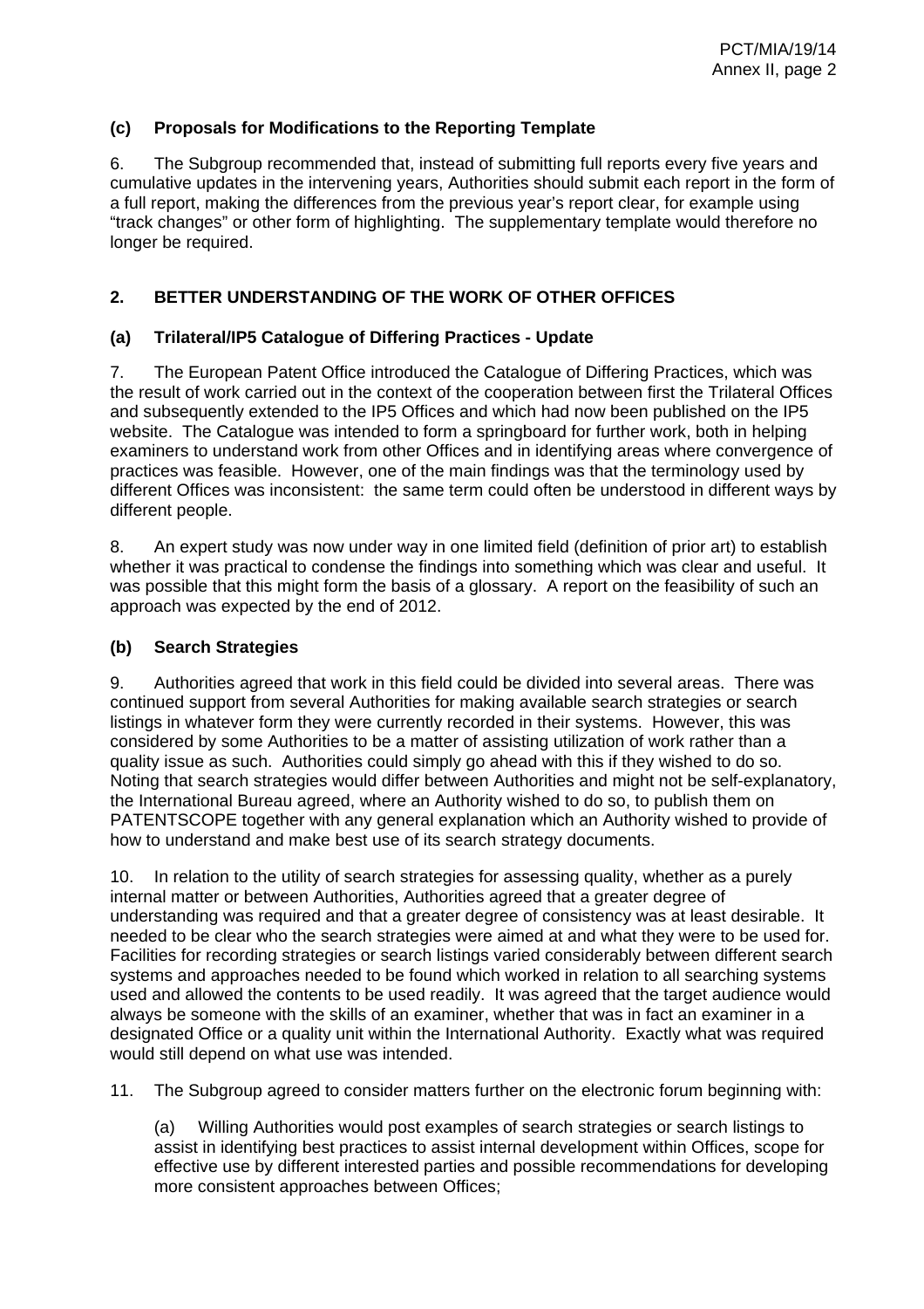### (c) Proposals for Modifications to the Reporting Template

6. The Subgroup recommended that, instead of submitting full reports every five years and cumulative updates in the intervening years, Authorities should submit each report in the form of a full report, making the differences from the previous year's report clear, for example using "track changes" or other form of highlighting. The supplementary template would therefore no longer be required.

## 2. BETTER UNDERSTANDING OF THE WORK OF OTHER OFFICES

### (a) Trilateral/IP5 Catalogue of Differing Practices - Update

7. The European Patent Office introduced the Catalogue of Differing Practices, which was the result of work carried out in the context of the cooperation between first the Trilateral Offices and subsequently extended to the IP5 Offices and which had now been published on the IP5 website. The Catalogue was intended to form a springboard for further work, both in helping examiners to understand work from other Offices and in identifying areas where convergence of practices was feasible. However, one of the main findings was that the terminology used by different Offices was inconsistent: the same term could often be understood in different ways by different people.

8. An expert study was now under way in one limited field (definition of prior art) to establish whether it was practical to condense the findings into something which was clear and useful. It was possible that this might form the basis of a glossary. A report on the feasibility of such an approach was expected by the end of 2012.

### (b) Search Strategies

9. Authorities agreed that work in this field could be divided into several areas. There was continued support from several Authorities for making available search strategies or search listings in whatever form they were currently recorded in their systems. However, this was considered by some Authorities to be a matter of assisting utilization of work rather than a quality issue as such. Authorities could simply go ahead with this if they wished to do so. Noting that search strategies would differ between Authorities and might not be self-explanatory, the International Bureau agreed, where an Authority wished to do so, to publish them on PATENTSCOPE together with any general explanation which an Authority wished to provide of how to understand and make best use of its search strategy documents.

10. In relation to the utility of search strategies for assessing quality, whether as a purely internal matter or between Authorities, Authorities agreed that a greater degree of understanding was required and that a greater degree of consistency was at least desirable. It needed to be clear who the search strategies were aimed at and what they were to be used for. Facilities for recording strategies or search listings varied considerably between different search systems and approaches needed to be found which worked in relation to all searching systems used and allowed the contents to be used readily. It was agreed that the target audience would always be someone with the skills of an examiner, whether that was in fact an examiner in a designated Office or a quality unit within the International Authority. Exactly what was required would still depend on what use was intended.

11. The Subgroup agreed to consider matters further on the electronic forum beginning with:

(a) Willing Authorities would post examples of search strategies or search listings to assist in identifying best practices to assist internal development within Offices, scope for effective use by different interested parties and possible recommendations for developing more consistent approaches between Offices;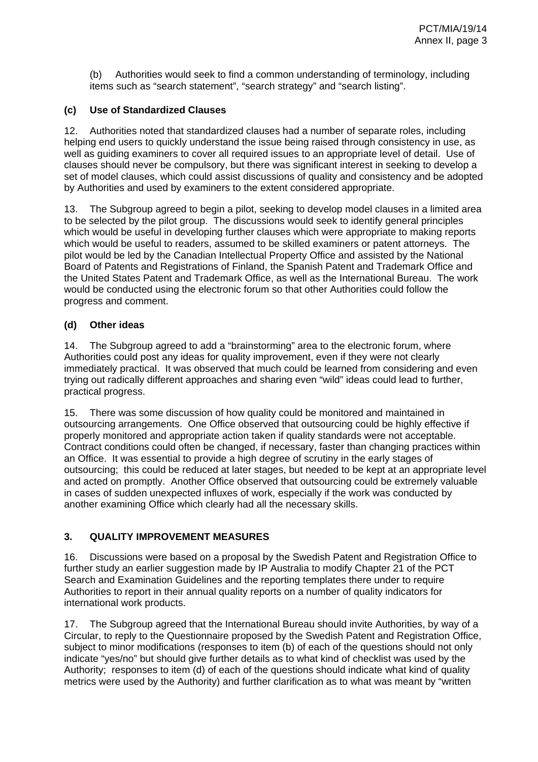(b) Authorities would seek to find a common understanding of terminology, including items such as "search statement", "search strategy" and "search listing".

### (c) Use of Standardized Clauses

12. Authorities noted that standardized clauses had a number of separate roles, including helping end users to quickly understand the issue being raised through consistency in use, as well as guiding examiners to cover all required issues to an appropriate level of detail. Use of clauses should never be compulsory, but there was significant interest in seeking to develop a set of model clauses, which could assist discussions of quality and consistency and be adopted by Authorities and used by examiners to the extent considered appropriate.

13. The Subgroup agreed to begin a pilot, seeking to develop model clauses in a limited area to be selected by the pilot group. The discussions would seek to identify general principles which would be useful in developing further clauses which were appropriate to making reports which would be useful to readers, assumed to be skilled examiners or patent attorneys. The pilot would be led by the Canadian Intellectual Property Office and assisted by the National Board of Patents and Registrations of Finland, the Spanish Patent and Trademark Office and the United States Patent and Trademark Office, as well as the International Bureau. The work would be conducted using the electronic forum so that other Authorities could follow the progress and comment.

### (d) Other ideas

14. The Subgroup agreed to add a "brainstorming" area to the electronic forum, where Authorities could post any ideas for quality improvement, even if they were not clearly immediately practical. It was observed that much could be learned from considering and even trying out radically different approaches and sharing even "wild" ideas could lead to further, practical progress.

15. There was some discussion of how quality could be monitored and maintained in outsourcing arrangements. One Office observed that outsourcing could be highly effective if properly monitored and appropriate action taken if quality standards were not acceptable. Contract conditions could often be changed, if necessary, faster than changing practices within an Office. It was essential to provide a high degree of scrutiny in the early stages of outsourcing; this could be reduced at later stages, but needed to be kept at an appropriate level and acted on promptly. Another Office observed that outsourcing could be extremely valuable in cases of sudden unexpected influxes of work, especially if the work was conducted by another examining Office which clearly had all the necessary skills.

## 3. QUALITY IMPROVEMENT MEASURES

16. Discussions were based on a proposal by the Swedish Patent and Registration Office to further study an earlier suggestion made by IP Australia to modify Chapter 21 of the PCT Search and Examination Guidelines and the reporting templates there under to require Authorities to report in their annual quality reports on a number of quality indicators for international work products.

17. The Subgroup agreed that the International Bureau should invite Authorities, by way of a Circular, to reply to the Questionnaire proposed by the Swedish Patent and Registration Office, subject to minor modifications (responses to item (b) of each of the questions should not only indicate "yes/no" but should give further details as to what kind of checklist was used by the Authority; responses to item (d) of each of the questions should indicate what kind of quality metrics were used by the Authority) and further clarification as to what was meant by "written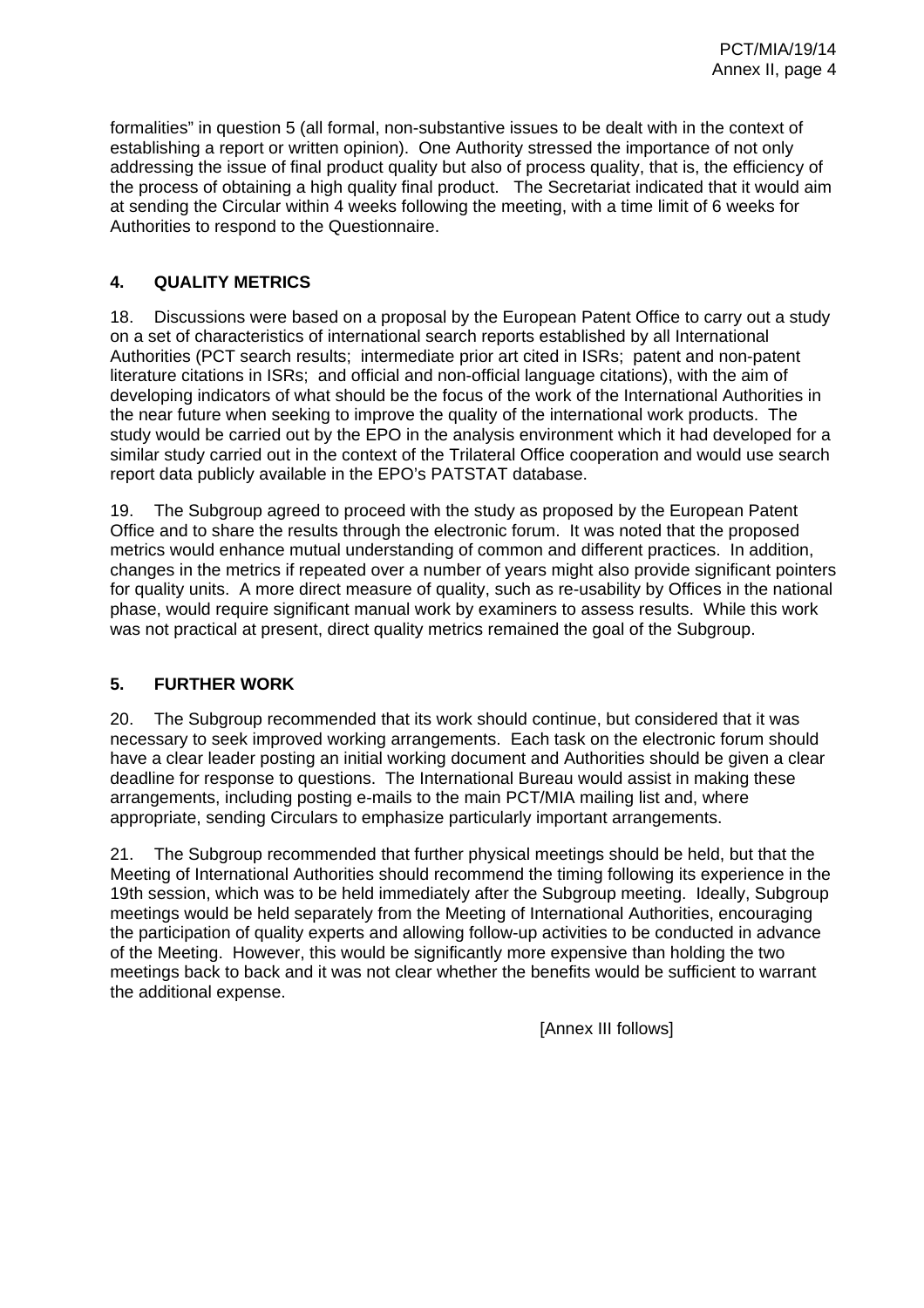formalities" in question 5 (all formal, non-substantive issues to be dealt with in the context of establishing a report or written opinion). One Authority stressed the importance of not only addressing the issue of final product quality but also of process quality, that is, the efficiency of the process of obtaining a high quality final product. The Secretariat indicated that it would aim at sending the Circular within 4 weeks following the meeting, with a time limit of 6 weeks for Authorities to respond to the Questionnaire.

## 4. QUALITY METRICS

18. Discussions were based on a proposal by the European Patent Office to carry out a study on a set of characteristics of international search reports established by all International Authorities (PCT search results; intermediate prior art cited in ISRs; patent and non-patent literature citations in ISRs; and official and non-official language citations), with the aim of developing indicators of what should be the focus of the work of the International Authorities in the near future when seeking to improve the quality of the international work products. The study would be carried out by the EPO in the analysis environment which it had developed for a similar study carried out in the context of the Trilateral Office cooperation and would use search report data publicly available in the EPO's PATSTAT database.

19. The Subgroup agreed to proceed with the study as proposed by the European Patent Office and to share the results through the electronic forum. It was noted that the proposed metrics would enhance mutual understanding of common and different practices. In addition, changes in the metrics if repeated over a number of years might also provide significant pointers for quality units. A more direct measure of quality, such as re-usability by Offices in the national phase, would require significant manual work by examiners to assess results. While this work was not practical at present, direct quality metrics remained the goal of the Subgroup.

## 5. FURTHER WORK

20. The Subgroup recommended that its work should continue, but considered that it was necessary to seek improved working arrangements. Each task on the electronic forum should have a clear leader posting an initial working document and Authorities should be given a clear deadline for response to questions. The International Bureau would assist in making these arrangements, including posting e-mails to the main PCT/MIA mailing list and, where appropriate, sending Circulars to emphasize particularly important arrangements.

21. The Subgroup recommended that further physical meetings should be held, but that the Meeting of International Authorities should recommend the timing following its experience in the 19th session, which was to be held immediately after the Subgroup meeting. Ideally, Subgroup meetings would be held separately from the Meeting of International Authorities, encouraging the participation of quality experts and allowing follow-up activities to be conducted in advance of the Meeting. However, this would be significantly more expensive than holding the two meetings back to back and it was not clear whether the benefits would be sufficient to warrant the additional expense.

[Annex III follows]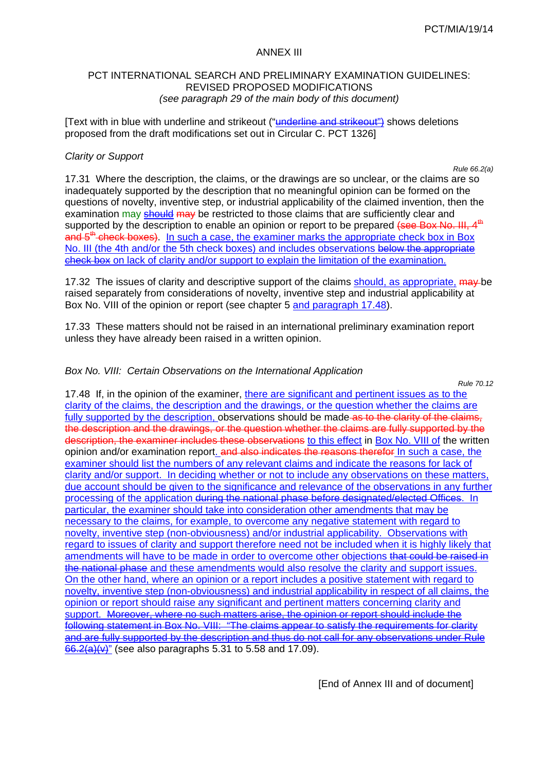# ANNEX III

## PCT INTERNATIONAL SEARCH AND PRELIMINARY EXAMINATION GUIDELINES: REVISED PROPOSED MODIFICATIONS

*(see paragraph 29 of the main body of this document)*

[Text with in blue with underline and strikeout ("underline and strikeout") shows deletions proposed from the draft modifications set out in Circular C. PCT 1326]

*Clarity or Support*

*Rule 66.2(a)*

17.31 Where the description, the claims, or the drawings are so unclear, or the claims are so inadequately supported by the description that no meaningful opinion can be formed on the questions of novelty, inventive step, or industrial applicability of the claimed invention, then the examination may ~~should~~ ~~may~~ be restricted to those claims that are sufficiently clear and supported by the description to enable an opinion or report to be prepared ~~(see Box No. III, 4th and 5th check boxes)~~. In such a case, the examiner marks the appropriate check box in Box No. III (the 4th and/or the 5th check boxes) and includes observations ~~below the appropriate check box~~ on lack of clarity and/or support to explain the limitation of the examination.

17.32 The issues of clarity and descriptive support of the claims should, as appropriate, ~~may~~ be raised separately from considerations of novelty, inventive step and industrial applicability at Box No. VIII of the opinion or report (see chapter 5 and paragraph 17.48).

17.33 These matters should not be raised in an international preliminary examination report unless they have already been raised in a written opinion.

*Box No. VIII: Certain Observations on the International Application*

*Rule 70.12*

17.48 If, in the opinion of the examiner, there are significant and pertinent issues as to the clarity of the claims, the description and the drawings, or the question whether the claims are fully supported by the description, observations should be made ~~as to the clarity of the claims, the description and the drawings, or the question whether the claims are fully supported by the description, the examiner includes these observations~~ to this effect in Box No. VIII of the written opinion and/or examination report. ~~and also indicates the reasons therefor~~ In such a case, the examiner should list the numbers of any relevant claims and indicate the reasons for lack of clarity and/or support. In deciding whether or not to include any observations on these matters, due account should be given to the significance and relevance of the observations in any further processing of the application ~~during the national phase before designated/elected Offices~~. In particular, the examiner should take into consideration other amendments that may be necessary to the claims, for example, to overcome any negative statement with regard to novelty, inventive step (non-obviousness) and/or industrial applicability. Observations with regard to issues of clarity and support therefore need not be included when it is highly likely that amendments will have to be made in order to overcome other objections ~~that could be raised in the national phase~~ and these amendments would also resolve the clarity and support issues. On the other hand, where an opinion or a report includes a positive statement with regard to novelty, inventive step (non-obviousness) and industrial applicability in respect of all claims, the opinion or report should raise any significant and pertinent matters concerning clarity and support. ~~Moreover, where no such matters arise, the opinion or report should include the following statement in Box No. VIII: "The claims appear to satisfy the requirements for clarity and are fully supported by the description and thus do not call for any observations under Rule 66.2(a)(v)"~~ (see also paragraphs 5.31 to 5.58 and 17.09).

[End of Annex III and of document]